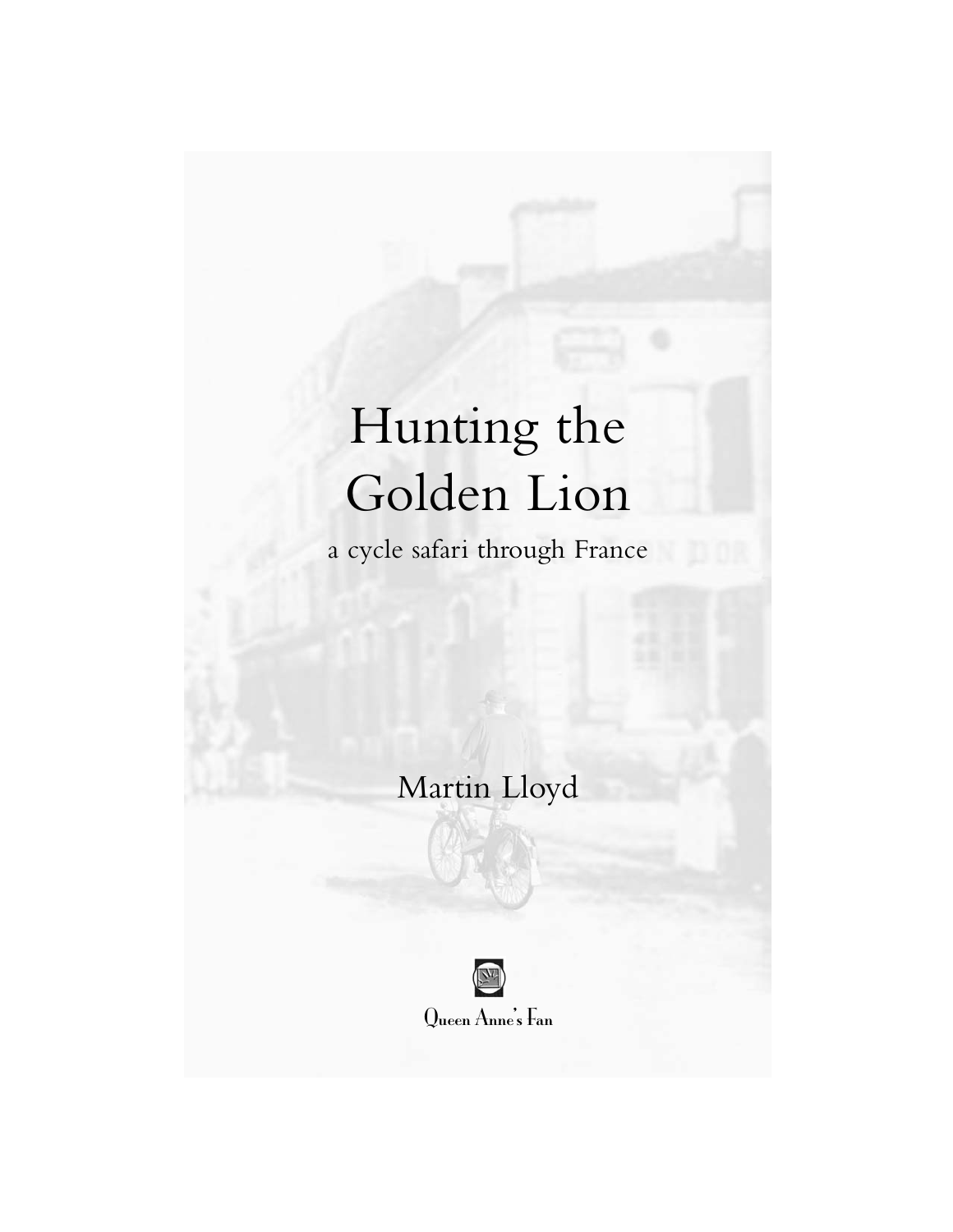# Hunting the Golden Lion

a cycle safari through France

Martin Lloyd

Queen Anne's Fan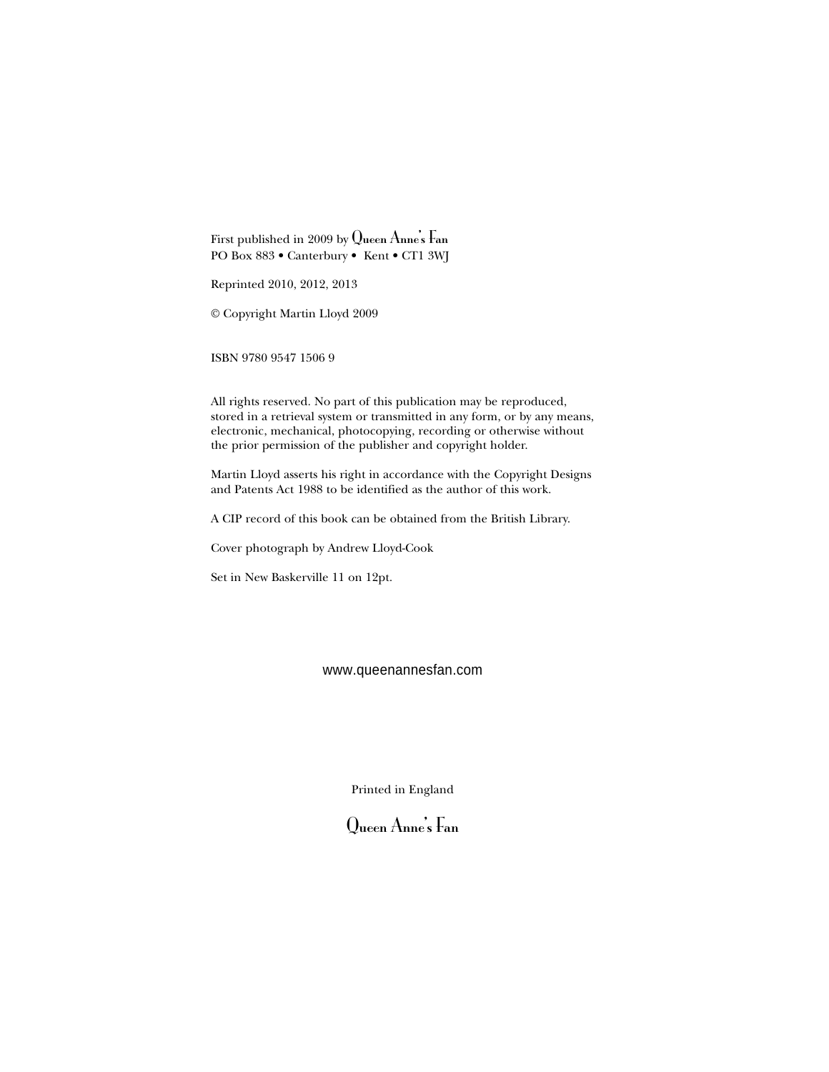First published in 2009 by Queen Anne's Fan
PO Box 883 • Canterbury • Kent • CT1 3WJ

Reprinted 2010, 2012, 2013

© Copyright Martin Lloyd 2009

ISBN 9780 9547 1506 9

All rights reserved. No part of this publication may be reproduced, stored in a retrieval system or transmitted in any form, or by any means, electronic, mechanical, photocopying, recording or otherwise without the prior permission of the publisher and copyright holder.

Martin Lloyd asserts his right in accordance with the Copyright Designs and Patents Act 1988 to be identified as the author of this work.

A CIP record of this book can be obtained from the British Library.

Cover photograph by Andrew Lloyd-Cook

Set in New Baskerville 11 on 12pt.

www.queenannesfan.com

Printed in England

Queen Anne's Fan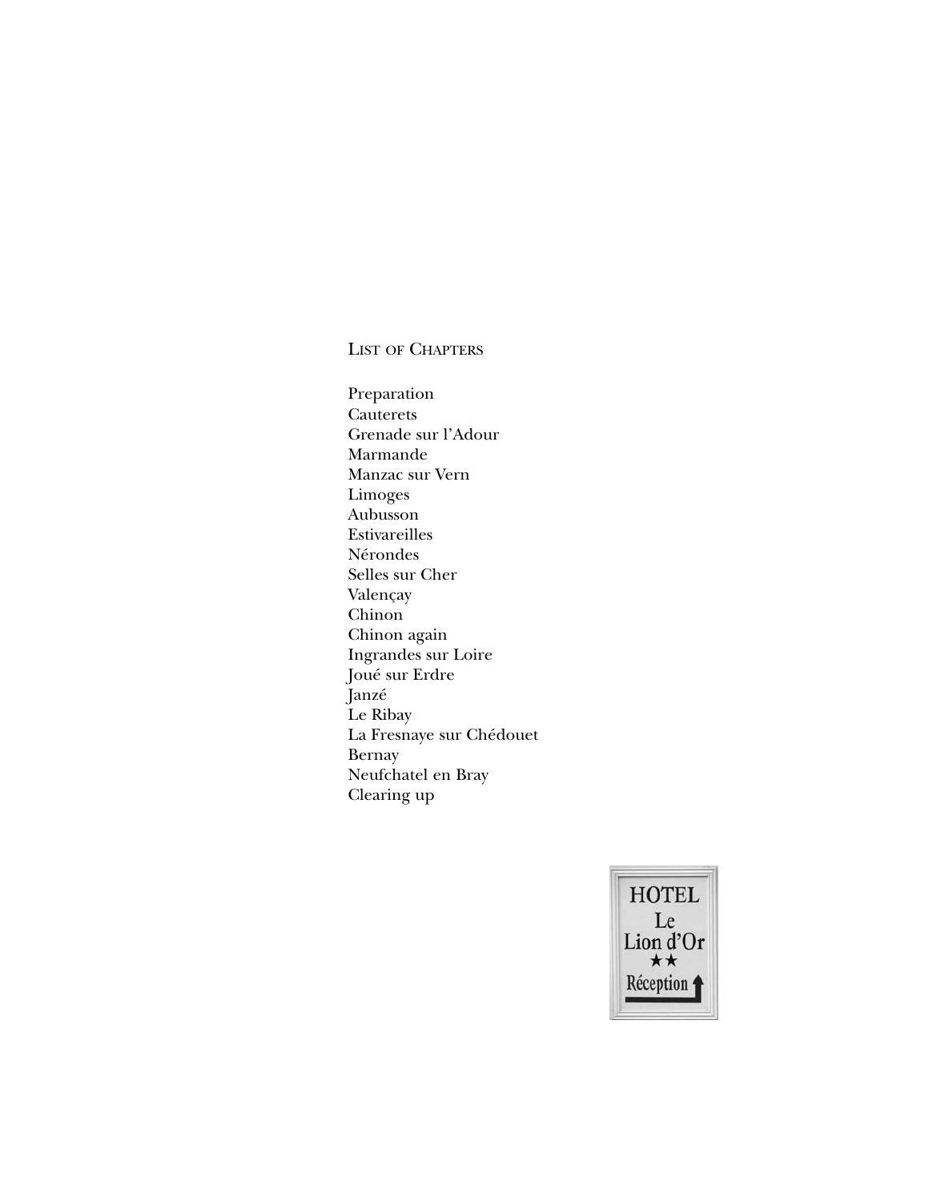## List of Chapters

Preparation
Cauterets
Grenade sur l'Adour
Marmande
Manzac sur Vern
Limoges
Aubusson
Estivareilles
Nérondes
Selles sur Cher
Valençay
Chinon
Chinon again
Ingrandes sur Loire
Joué sur Erdre
Janzé
Le Ribay
La Fresnaye sur Chédouet
Bernay
Neufchatel en Bray
Clearing up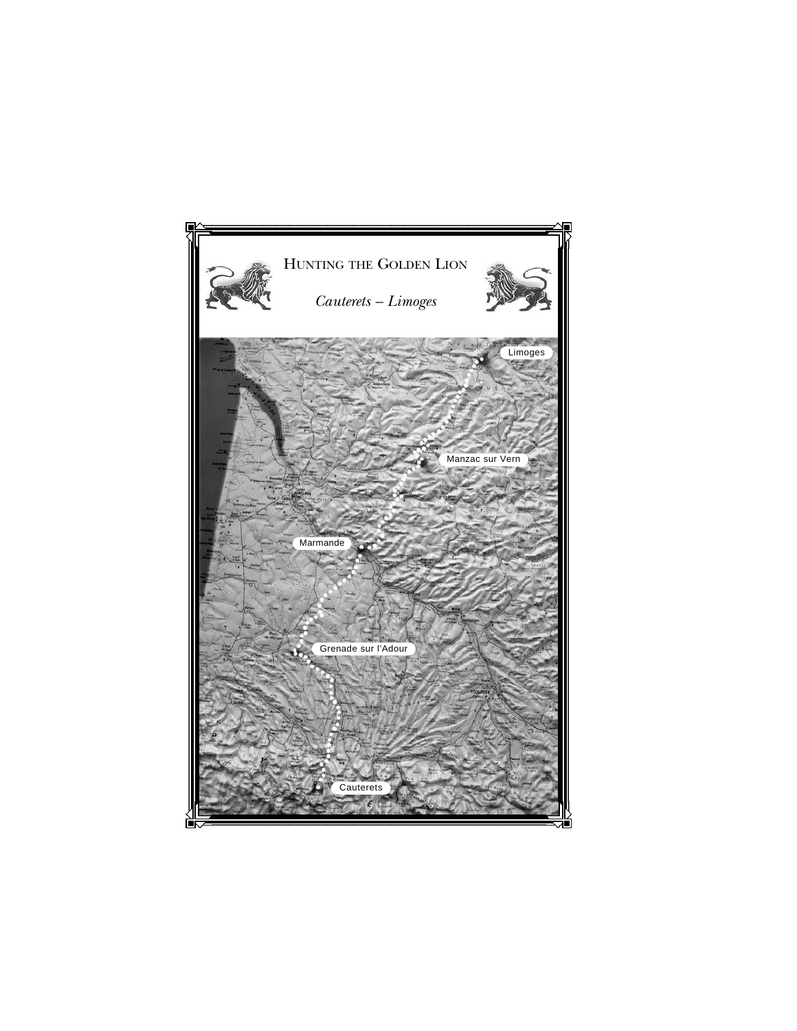# Hunting the Golden Lion

*Cauterets – Limoges*

Limoges

Manzac sur Vern

Marmande

Grenade sur l'Adour

Cauterets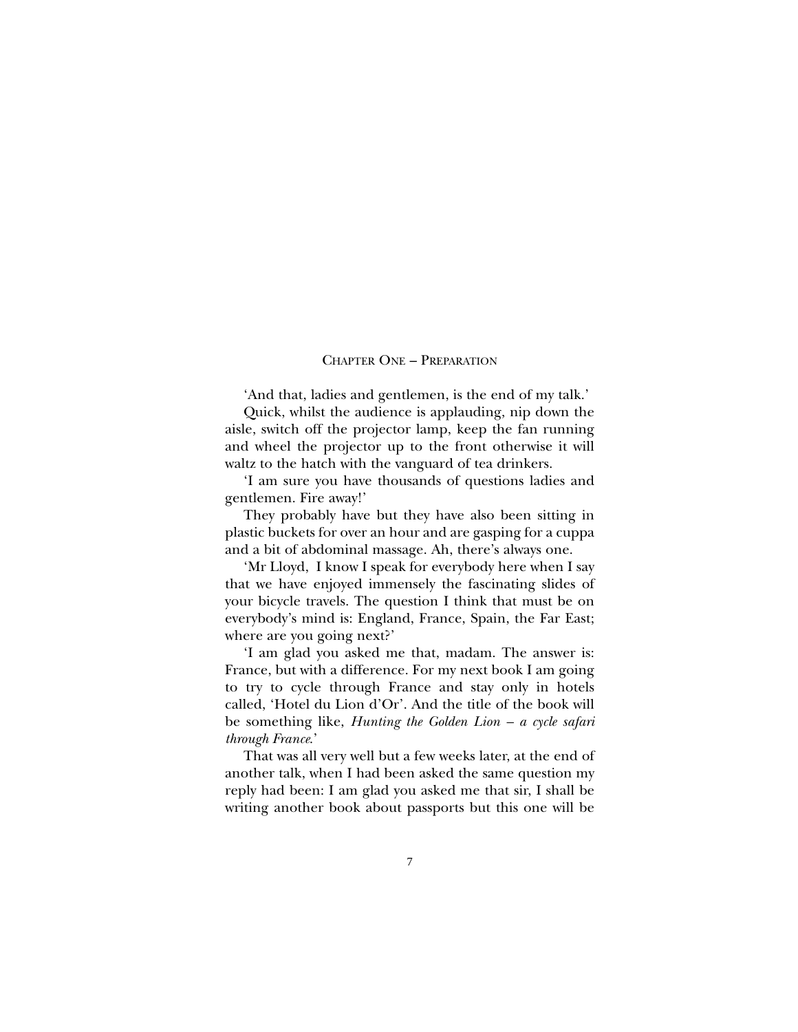# Chapter One – Preparation

'And that, ladies and gentlemen, is the end of my talk.'

Quick, whilst the audience is applauding, nip down the aisle, switch off the projector lamp, keep the fan running and wheel the projector up to the front otherwise it will waltz to the hatch with the vanguard of tea drinkers.

'I am sure you have thousands of questions ladies and gentlemen. Fire away!'

They probably have but they have also been sitting in plastic buckets for over an hour and are gasping for a cuppa and a bit of abdominal massage. Ah, there's always one.

'Mr Lloyd, I know I speak for everybody here when I say that we have enjoyed immensely the fascinating slides of your bicycle travels. The question I think that must be on everybody's mind is: England, France, Spain, the Far East; where are you going next?'

'I am glad you asked me that, madam. The answer is: France, but with a difference. For my next book I am going to try to cycle through France and stay only in hotels called, 'Hotel du Lion d'Or'. And the title of the book will be something like, *Hunting the Golden Lion – a cycle safari through France*.'

That was all very well but a few weeks later, at the end of another talk, when I had been asked the same question my reply had been: I am glad you asked me that sir, I shall be writing another book about passports but this one will be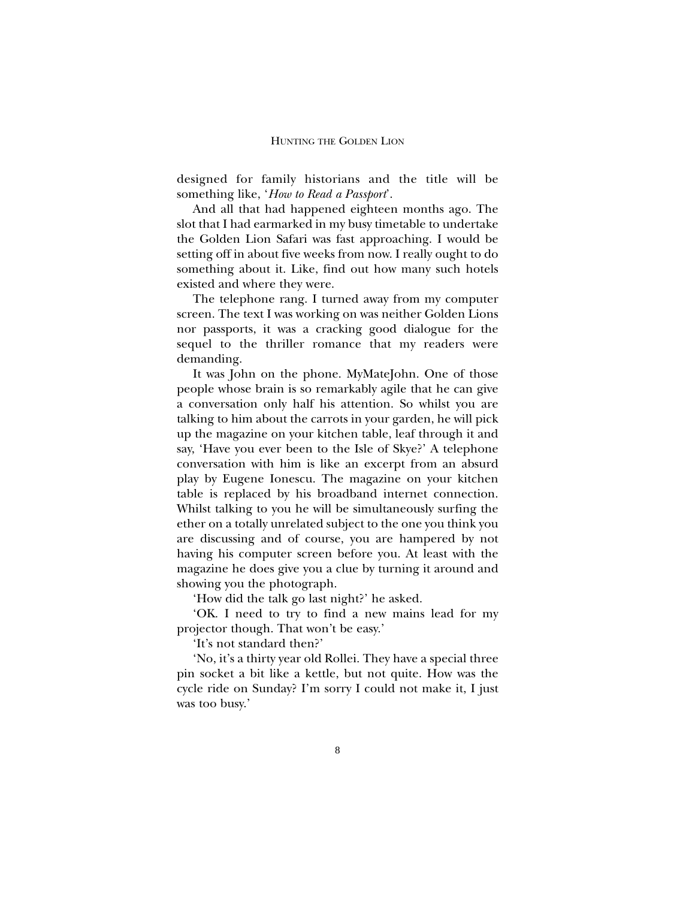designed for family historians and the title will be something like, '*How to Read a Passport*'.

And all that had happened eighteen months ago. The slot that I had earmarked in my busy timetable to undertake the Golden Lion Safari was fast approaching. I would be setting off in about five weeks from now. I really ought to do something about it. Like, find out how many such hotels existed and where they were.

The telephone rang. I turned away from my computer screen. The text I was working on was neither Golden Lions nor passports, it was a cracking good dialogue for the sequel to the thriller romance that my readers were demanding.

It was John on the phone. MyMateJohn. One of those people whose brain is so remarkably agile that he can give a conversation only half his attention. So whilst you are talking to him about the carrots in your garden, he will pick up the magazine on your kitchen table, leaf through it and say, 'Have you ever been to the Isle of Skye?' A telephone conversation with him is like an excerpt from an absurd play by Eugene Ionescu. The magazine on your kitchen table is replaced by his broadband internet connection. Whilst talking to you he will be simultaneously surfing the ether on a totally unrelated subject to the one you think you are discussing and of course, you are hampered by not having his computer screen before you. At least with the magazine he does give you a clue by turning it around and showing you the photograph.

'How did the talk go last night?' he asked.

'OK. I need to try to find a new mains lead for my projector though. That won't be easy.'

'It's not standard then?'

'No, it's a thirty year old Rollei. They have a special three pin socket a bit like a kettle, but not quite. How was the cycle ride on Sunday? I'm sorry I could not make it, I just was too busy.'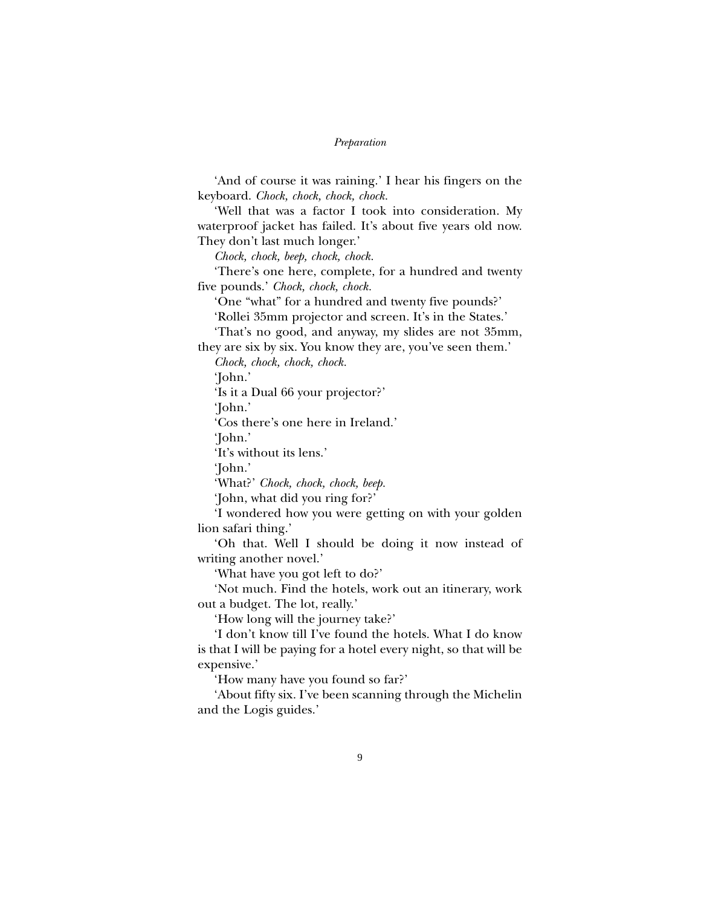'And of course it was raining.' I hear his fingers on the keyboard. *Chock, chock, chock, chock.*

'Well that was a factor I took into consideration. My waterproof jacket has failed. It's about five years old now. They don't last much longer.'

*Chock, chock, beep, chock, chock.*

'There's one here, complete, for a hundred and twenty five pounds.' *Chock, chock, chock.*

'One "what" for a hundred and twenty five pounds?'

'Rollei 35mm projector and screen. It's in the States.'

'That's no good, and anyway, my slides are not 35mm, they are six by six. You know they are, you've seen them.'

*Chock, chock, chock, chock.*

'John.'

'Is it a Dual 66 your projector?'

'John.'

'Cos there's one here in Ireland.'

'John.'

'It's without its lens.'

'John.'

'What?' *Chock, chock, chock, beep.*

'John, what did you ring for?'

'I wondered how you were getting on with your golden lion safari thing.'

'Oh that. Well I should be doing it now instead of writing another novel.'

'What have you got left to do?'

'Not much. Find the hotels, work out an itinerary, work out a budget. The lot, really.'

'How long will the journey take?'

'I don't know till I've found the hotels. What I do know is that I will be paying for a hotel every night, so that will be expensive.'

'How many have you found so far?'

'About fifty six. I've been scanning through the Michelin and the Logis guides.'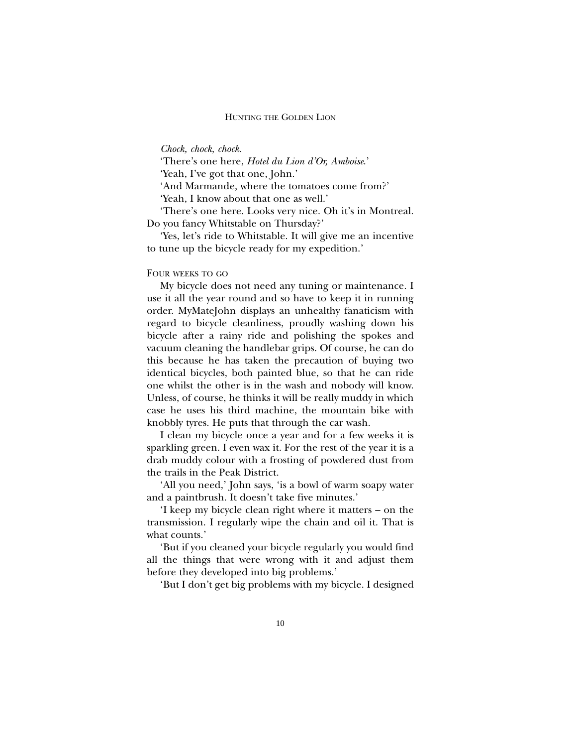*Chock, chock, chock.*

'There's one here, *Hotel du Lion d'Or, Amboise.*'

'Yeah, I've got that one, John.'

'And Marmande, where the tomatoes come from?'

'Yeah, I know about that one as well.'

'There's one here. Looks very nice. Oh it's in Montreal. Do you fancy Whitstable on Thursday?'

'Yes, let's ride to Whitstable. It will give me an incentive to tune up the bicycle ready for my expedition.'

### Four weeks to go

My bicycle does not need any tuning or maintenance. I use it all the year round and so have to keep it in running order. MyMateJohn displays an unhealthy fanaticism with regard to bicycle cleanliness, proudly washing down his bicycle after a rainy ride and polishing the spokes and vacuum cleaning the handlebar grips. Of course, he can do this because he has taken the precaution of buying two identical bicycles, both painted blue, so that he can ride one whilst the other is in the wash and nobody will know. Unless, of course, he thinks it will be really muddy in which case he uses his third machine, the mountain bike with knobbly tyres. He puts that through the car wash.

I clean my bicycle once a year and for a few weeks it is sparkling green. I even wax it. For the rest of the year it is a drab muddy colour with a frosting of powdered dust from the trails in the Peak District.

'All you need,' John says, 'is a bowl of warm soapy water and a paintbrush. It doesn't take five minutes.'

'I keep my bicycle clean right where it matters – on the transmission. I regularly wipe the chain and oil it. That is what counts.'

'But if you cleaned your bicycle regularly you would find all the things that were wrong with it and adjust them before they developed into big problems.'

'But I don't get big problems with my bicycle. I designed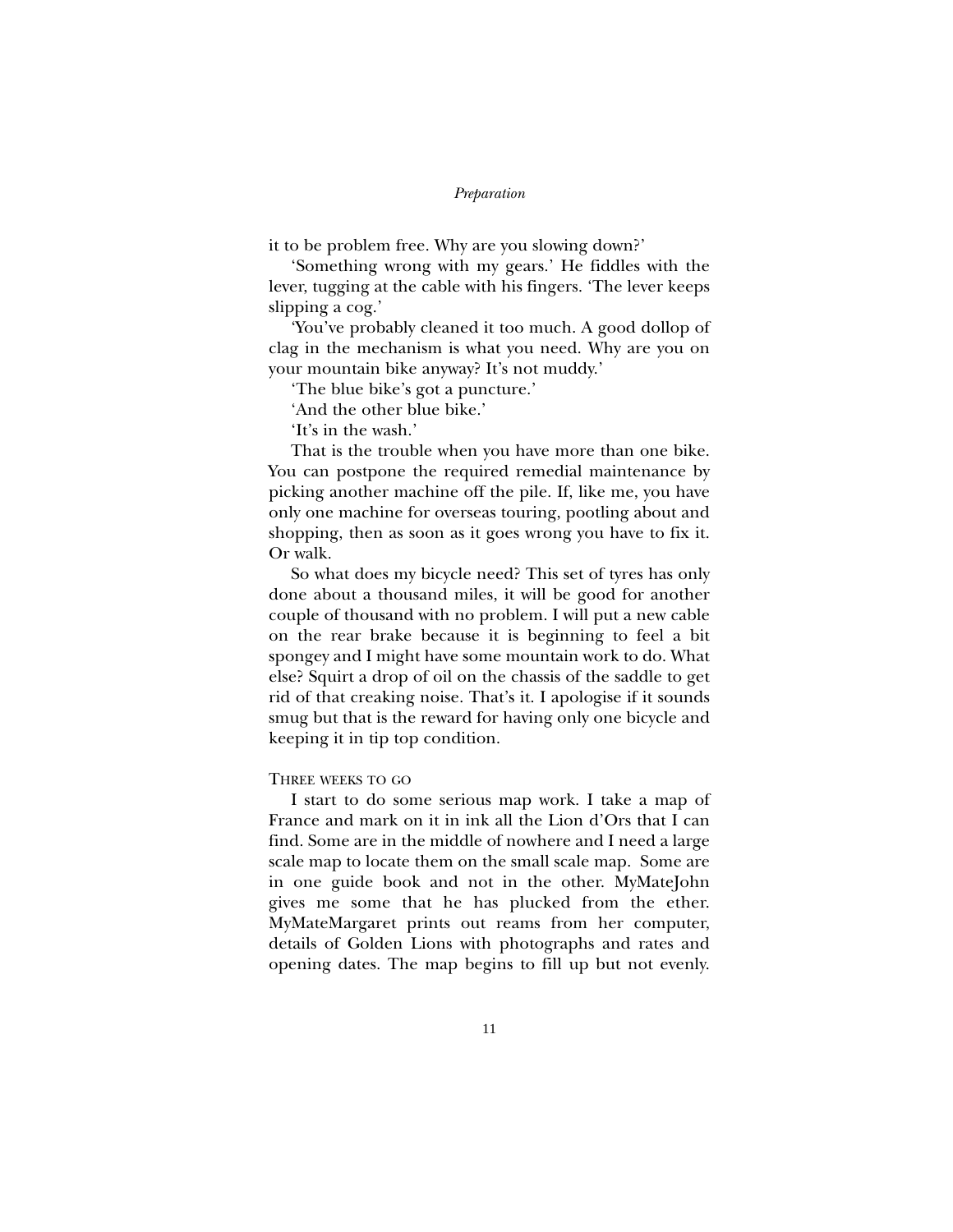it to be problem free. Why are you slowing down?'

'Something wrong with my gears.' He fiddles with the lever, tugging at the cable with his fingers. 'The lever keeps slipping a cog.'

'You've probably cleaned it too much. A good dollop of clag in the mechanism is what you need. Why are you on your mountain bike anyway? It's not muddy.'

'The blue bike's got a puncture.'

'And the other blue bike.'

'It's in the wash.'

That is the trouble when you have more than one bike. You can postpone the required remedial maintenance by picking another machine off the pile. If, like me, you have only one machine for overseas touring, pootling about and shopping, then as soon as it goes wrong you have to fix it. Or walk.

So what does my bicycle need? This set of tyres has only done about a thousand miles, it will be good for another couple of thousand with no problem. I will put a new cable on the rear brake because it is beginning to feel a bit spongey and I might have some mountain work to do. What else? Squirt a drop of oil on the chassis of the saddle to get rid of that creaking noise. That's it. I apologise if it sounds smug but that is the reward for having only one bicycle and keeping it in tip top condition.

Three weeks to go

I start to do some serious map work. I take a map of France and mark on it in ink all the Lion d'Ors that I can find. Some are in the middle of nowhere and I need a large scale map to locate them on the small scale map. Some are in one guide book and not in the other. MyMateJohn gives me some that he has plucked from the ether. MyMateMargaret prints out reams from her computer, details of Golden Lions with photographs and rates and opening dates. The map begins to fill up but not evenly.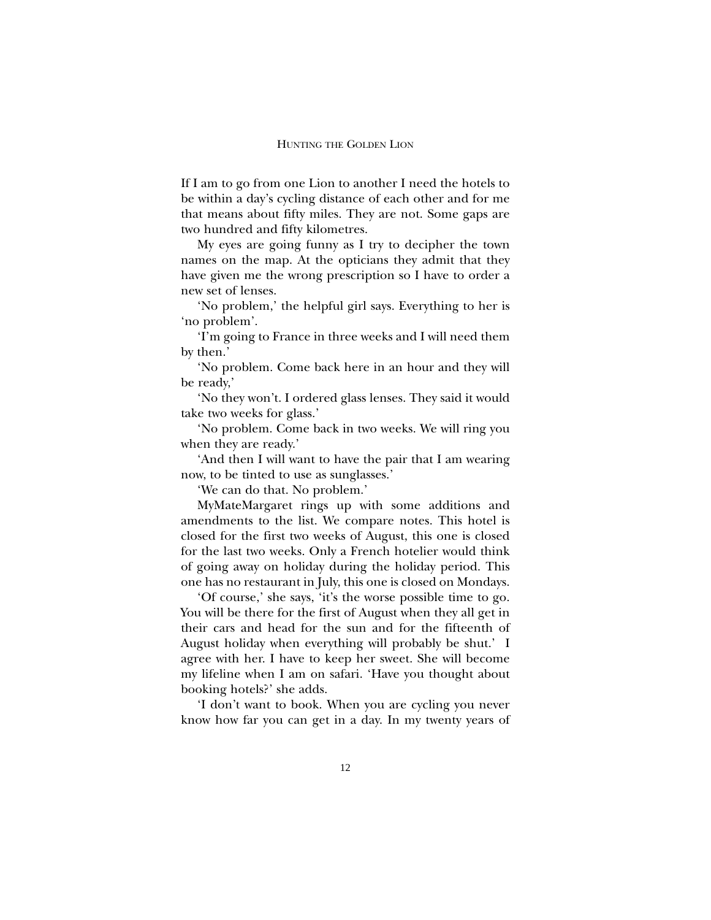If I am to go from one Lion to another I need the hotels to be within a day's cycling distance of each other and for me that means about fifty miles. They are not. Some gaps are two hundred and fifty kilometres.

My eyes are going funny as I try to decipher the town names on the map. At the opticians they admit that they have given me the wrong prescription so I have to order a new set of lenses.

'No problem,' the helpful girl says. Everything to her is 'no problem'.

'I'm going to France in three weeks and I will need them by then.'

'No problem. Come back here in an hour and they will be ready,'

'No they won't. I ordered glass lenses. They said it would take two weeks for glass.'

'No problem. Come back in two weeks. We will ring you when they are ready.'

'And then I will want to have the pair that I am wearing now, to be tinted to use as sunglasses.'

'We can do that. No problem.'

MyMateMargaret rings up with some additions and amendments to the list. We compare notes. This hotel is closed for the first two weeks of August, this one is closed for the last two weeks. Only a French hotelier would think of going away on holiday during the holiday period. This one has no restaurant in July, this one is closed on Mondays.

'Of course,' she says, 'it's the worse possible time to go. You will be there for the first of August when they all get in their cars and head for the sun and for the fifteenth of August holiday when everything will probably be shut.' I agree with her. I have to keep her sweet. She will become my lifeline when I am on safari. 'Have you thought about booking hotels?' she adds.

'I don't want to book. When you are cycling you never know how far you can get in a day. In my twenty years of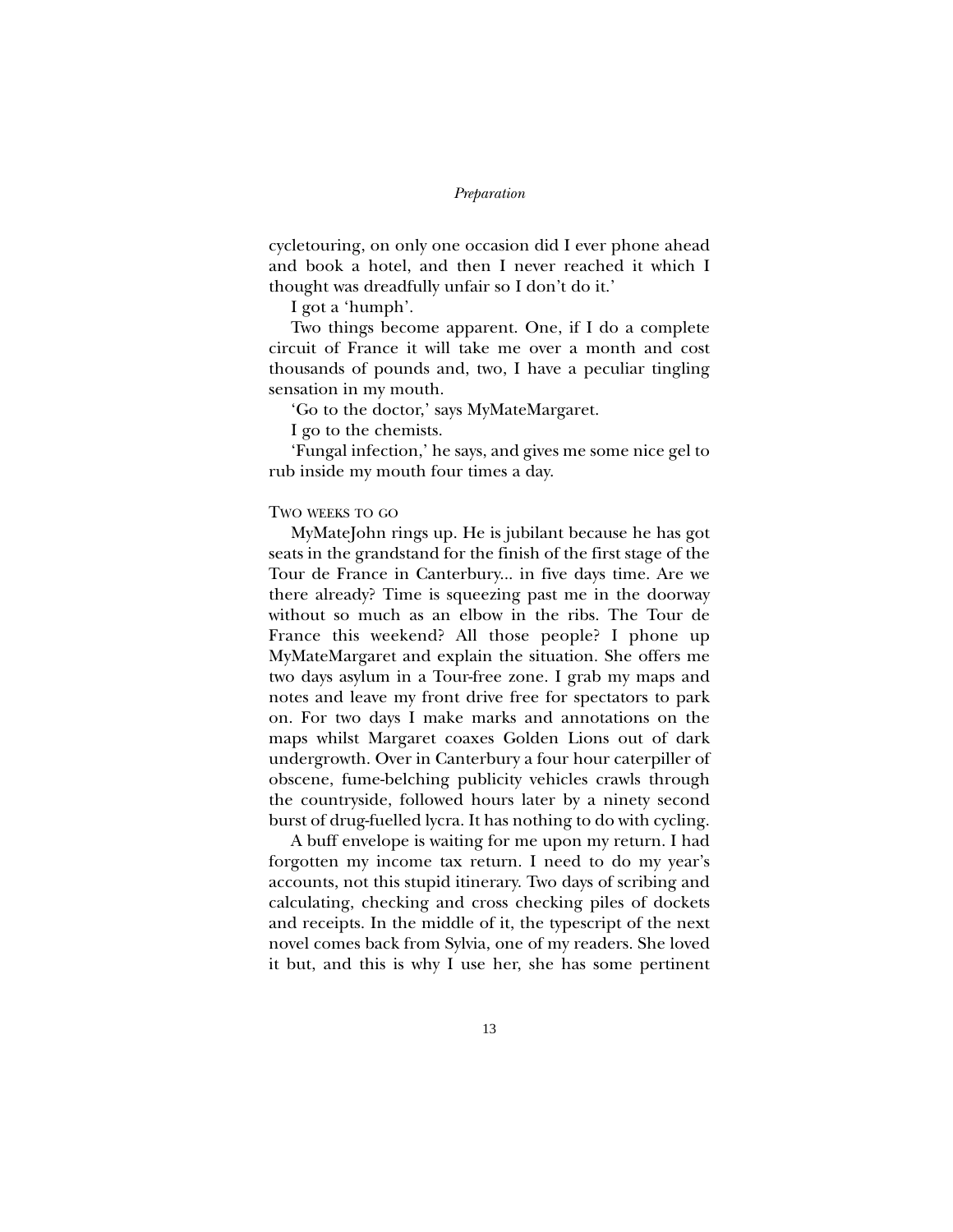cycletouring, on only one occasion did I ever phone ahead and book a hotel, and then I never reached it which I thought was dreadfully unfair so I don't do it.'

I got a 'humph'.

Two things become apparent. One, if I do a complete circuit of France it will take me over a month and cost thousands of pounds and, two, I have a peculiar tingling sensation in my mouth.

'Go to the doctor,' says MyMateMargaret.

I go to the chemists.

'Fungal infection,' he says, and gives me some nice gel to rub inside my mouth four times a day.

### Two weeks to go

MyMateJohn rings up. He is jubilant because he has got seats in the grandstand for the finish of the first stage of the Tour de France in Canterbury... in five days time. Are we there already? Time is squeezing past me in the doorway without so much as an elbow in the ribs. The Tour de France this weekend? All those people? I phone up MyMateMargaret and explain the situation. She offers me two days asylum in a Tour-free zone. I grab my maps and notes and leave my front drive free for spectators to park on. For two days I make marks and annotations on the maps whilst Margaret coaxes Golden Lions out of dark undergrowth. Over in Canterbury a four hour caterpiller of obscene, fume-belching publicity vehicles crawls through the countryside, followed hours later by a ninety second burst of drug-fuelled lycra. It has nothing to do with cycling.

A buff envelope is waiting for me upon my return. I had forgotten my income tax return. I need to do my year's accounts, not this stupid itinerary. Two days of scribing and calculating, checking and cross checking piles of dockets and receipts. In the middle of it, the typescript of the next novel comes back from Sylvia, one of my readers. She loved it but, and this is why I use her, she has some pertinent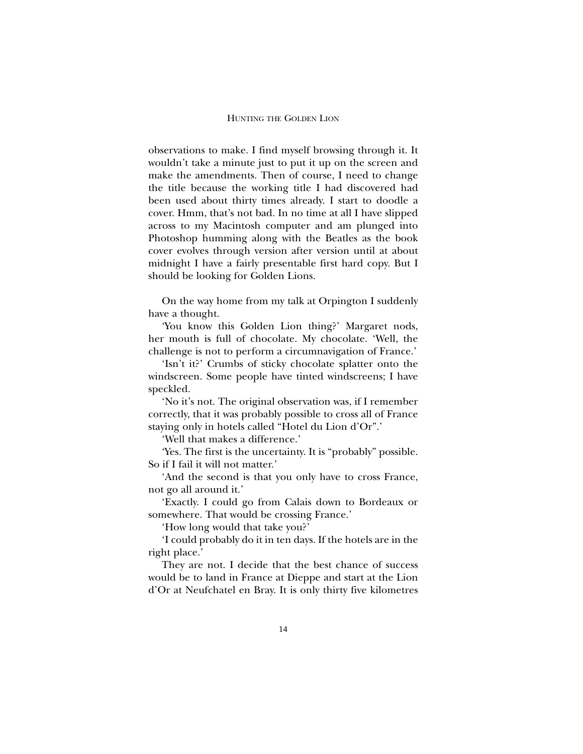observations to make. I find myself browsing through it. It wouldn't take a minute just to put it up on the screen and make the amendments. Then of course, I need to change the title because the working title I had discovered had been used about thirty times already. I start to doodle a cover. Hmm, that's not bad. In no time at all I have slipped across to my Macintosh computer and am plunged into Photoshop humming along with the Beatles as the book cover evolves through version after version until at about midnight I have a fairly presentable first hard copy. But I should be looking for Golden Lions.

On the way home from my talk at Orpington I suddenly have a thought.

'You know this Golden Lion thing?' Margaret nods, her mouth is full of chocolate. My chocolate. 'Well, the challenge is not to perform a circumnavigation of France.'

'Isn't it?' Crumbs of sticky chocolate splatter onto the windscreen. Some people have tinted windscreens; I have speckled.

'No it's not. The original observation was, if I remember correctly, that it was probably possible to cross all of France staying only in hotels called "Hotel du Lion d'Or".'

'Well that makes a difference.'

'Yes. The first is the uncertainty. It is "probably" possible. So if I fail it will not matter.'

'And the second is that you only have to cross France, not go all around it.'

'Exactly. I could go from Calais down to Bordeaux or somewhere. That would be crossing France.'

'How long would that take you?'

'I could probably do it in ten days. If the hotels are in the right place.'

They are not. I decide that the best chance of success would be to land in France at Dieppe and start at the Lion d'Or at Neufchatel en Bray. It is only thirty five kilometres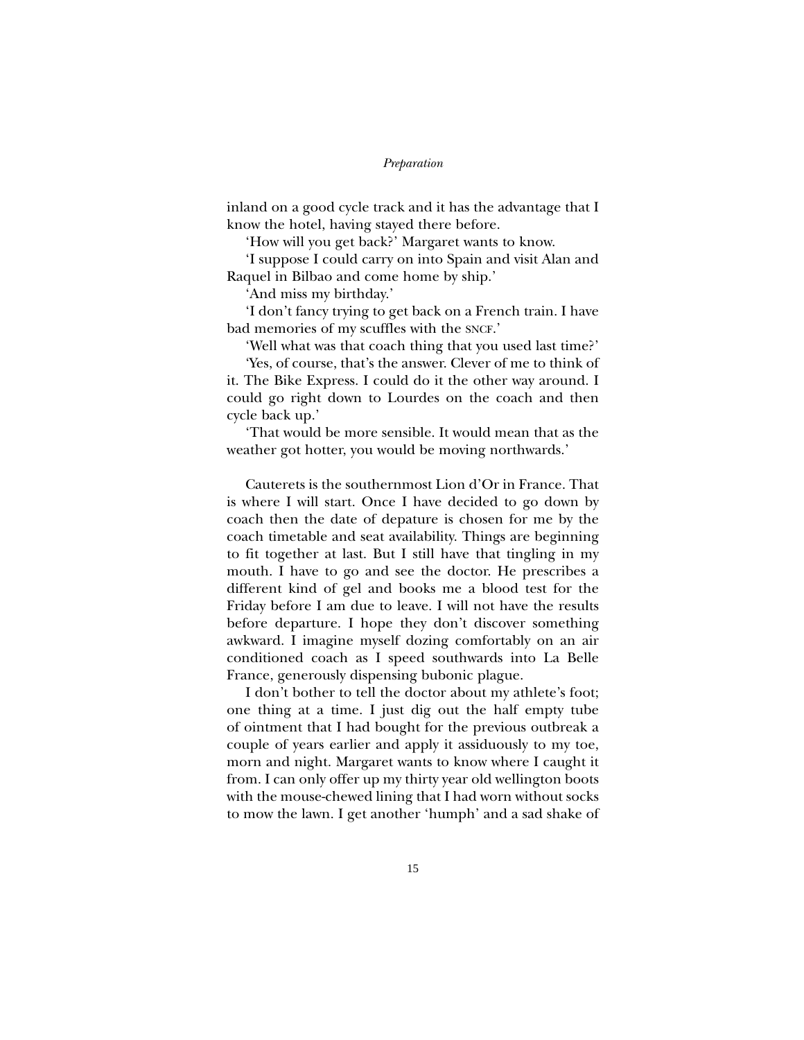inland on a good cycle track and it has the advantage that I know the hotel, having stayed there before.

'How will you get back?' Margaret wants to know.

'I suppose I could carry on into Spain and visit Alan and Raquel in Bilbao and come home by ship.'

'And miss my birthday.'

'I don't fancy trying to get back on a French train. I have bad memories of my scuffles with the SNCF.'

'Well what was that coach thing that you used last time?'

'Yes, of course, that's the answer. Clever of me to think of it. The Bike Express. I could do it the other way around. I could go right down to Lourdes on the coach and then cycle back up.'

'That would be more sensible. It would mean that as the weather got hotter, you would be moving northwards.'

Cauterets is the southernmost Lion d'Or in France. That is where I will start. Once I have decided to go down by coach then the date of depature is chosen for me by the coach timetable and seat availability. Things are beginning to fit together at last. But I still have that tingling in my mouth. I have to go and see the doctor. He prescribes a different kind of gel and books me a blood test for the Friday before I am due to leave. I will not have the results before departure. I hope they don't discover something awkward. I imagine myself dozing comfortably on an air conditioned coach as I speed southwards into La Belle France, generously dispensing bubonic plague.

I don't bother to tell the doctor about my athlete's foot; one thing at a time. I just dig out the half empty tube of ointment that I had bought for the previous outbreak a couple of years earlier and apply it assiduously to my toe, morn and night. Margaret wants to know where I caught it from. I can only offer up my thirty year old wellington boots with the mouse-chewed lining that I had worn without socks to mow the lawn. I get another 'humph' and a sad shake of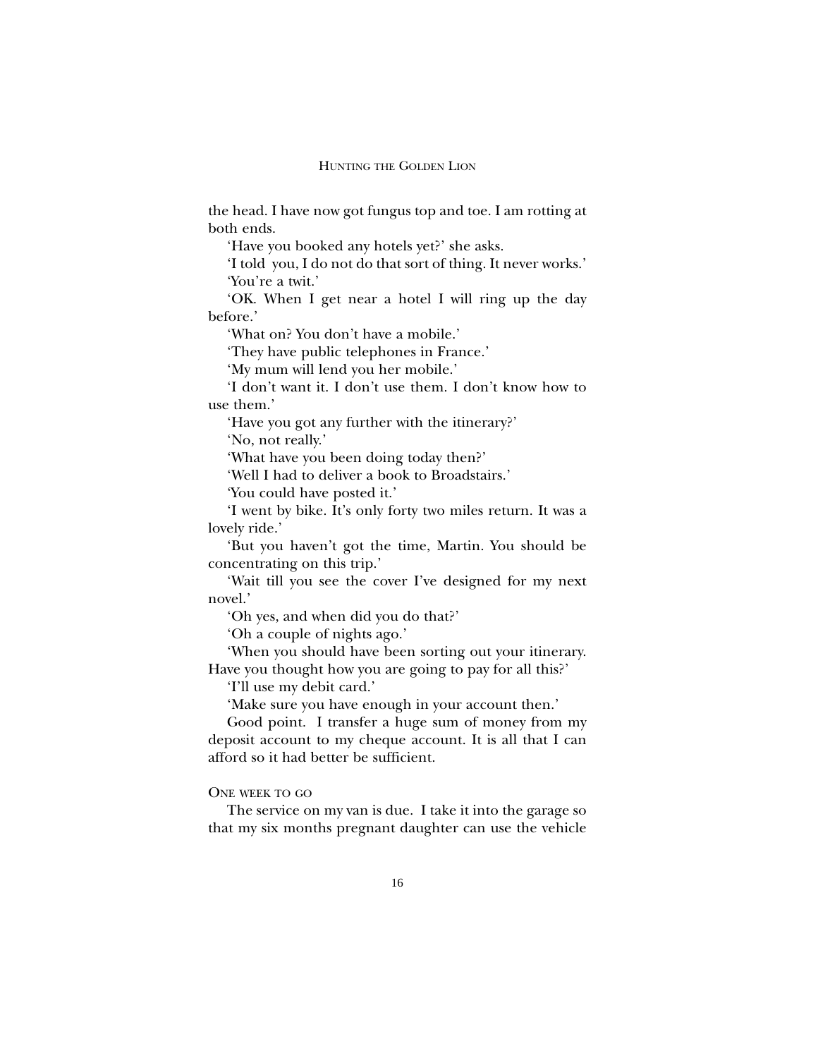the head. I have now got fungus top and toe. I am rotting at both ends.

'Have you booked any hotels yet?' she asks.

'I told you, I do not do that sort of thing. It never works.'

'You're a twit.'

'OK. When I get near a hotel I will ring up the day before.'

'What on? You don't have a mobile.'

'They have public telephones in France.'

'My mum will lend you her mobile.'

'I don't want it. I don't use them. I don't know how to use them.'

'Have you got any further with the itinerary?'

'No, not really.'

'What have you been doing today then?'

'Well I had to deliver a book to Broadstairs.'

'You could have posted it.'

'I went by bike. It's only forty two miles return. It was a lovely ride.'

'But you haven't got the time, Martin. You should be concentrating on this trip.'

'Wait till you see the cover I've designed for my next novel.'

'Oh yes, and when did you do that?'

'Oh a couple of nights ago.'

'When you should have been sorting out your itinerary. Have you thought how you are going to pay for all this?'

'I'll use my debit card.'

'Make sure you have enough in your account then.'

Good point. I transfer a huge sum of money from my deposit account to my cheque account. It is all that I can afford so it had better be sufficient.

One week to go

The service on my van is due. I take it into the garage so that my six months pregnant daughter can use the vehicle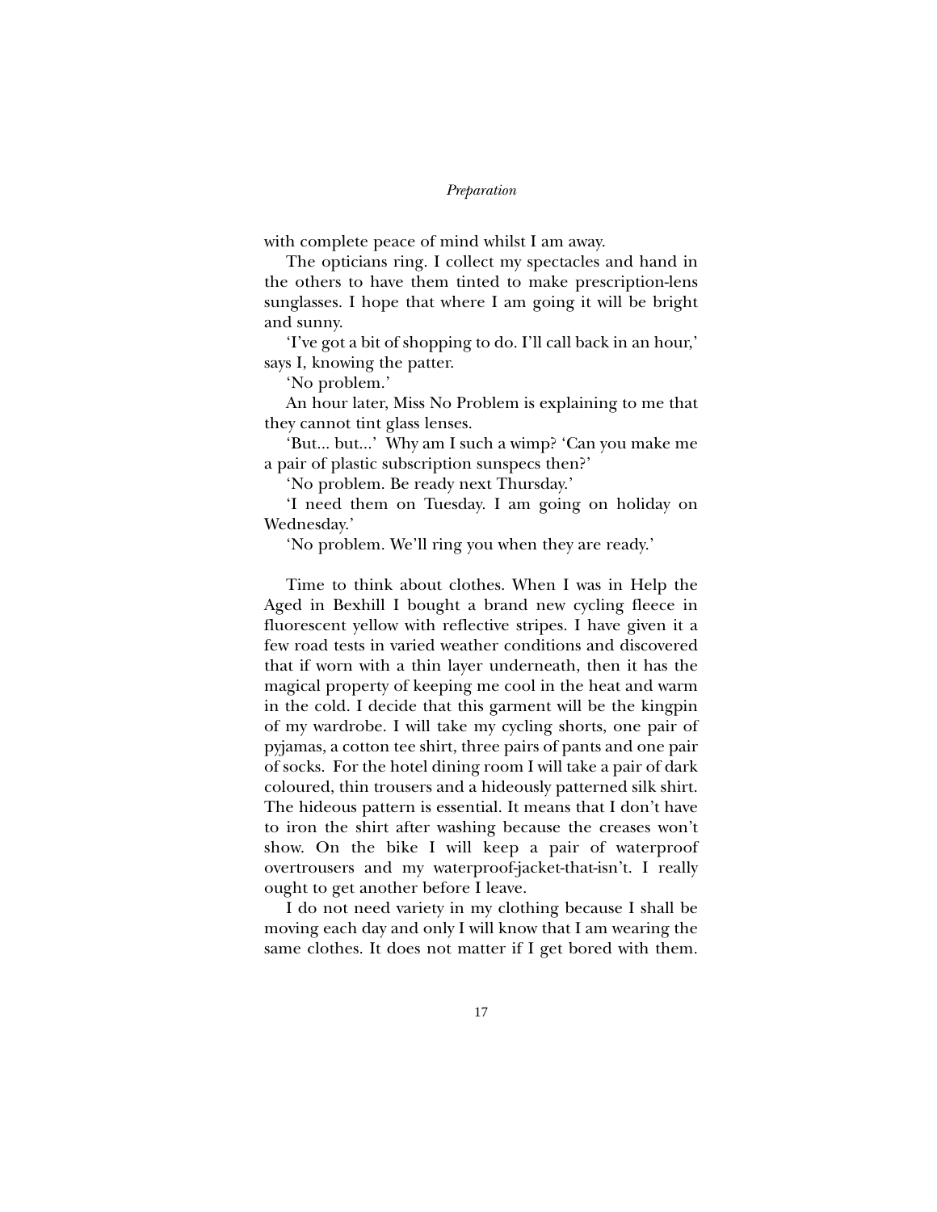with complete peace of mind whilst I am away.

The opticians ring. I collect my spectacles and hand in the others to have them tinted to make prescription-lens sunglasses. I hope that where I am going it will be bright and sunny.

'I've got a bit of shopping to do. I'll call back in an hour,' says I, knowing the patter.

'No problem.'

An hour later, Miss No Problem is explaining to me that they cannot tint glass lenses.

'But... but...' Why am I such a wimp? 'Can you make me a pair of plastic subscription sunspecs then?'

'No problem. Be ready next Thursday.'

'I need them on Tuesday. I am going on holiday on Wednesday.'

'No problem. We'll ring you when they are ready.'

Time to think about clothes. When I was in Help the Aged in Bexhill I bought a brand new cycling fleece in fluorescent yellow with reflective stripes. I have given it a few road tests in varied weather conditions and discovered that if worn with a thin layer underneath, then it has the magical property of keeping me cool in the heat and warm in the cold. I decide that this garment will be the kingpin of my wardrobe. I will take my cycling shorts, one pair of pyjamas, a cotton tee shirt, three pairs of pants and one pair of socks. For the hotel dining room I will take a pair of dark coloured, thin trousers and a hideously patterned silk shirt. The hideous pattern is essential. It means that I don't have to iron the shirt after washing because the creases won't show. On the bike I will keep a pair of waterproof overtrousers and my waterproof-jacket-that-isn't. I really ought to get another before I leave.

I do not need variety in my clothing because I shall be moving each day and only I will know that I am wearing the same clothes. It does not matter if I get bored with them.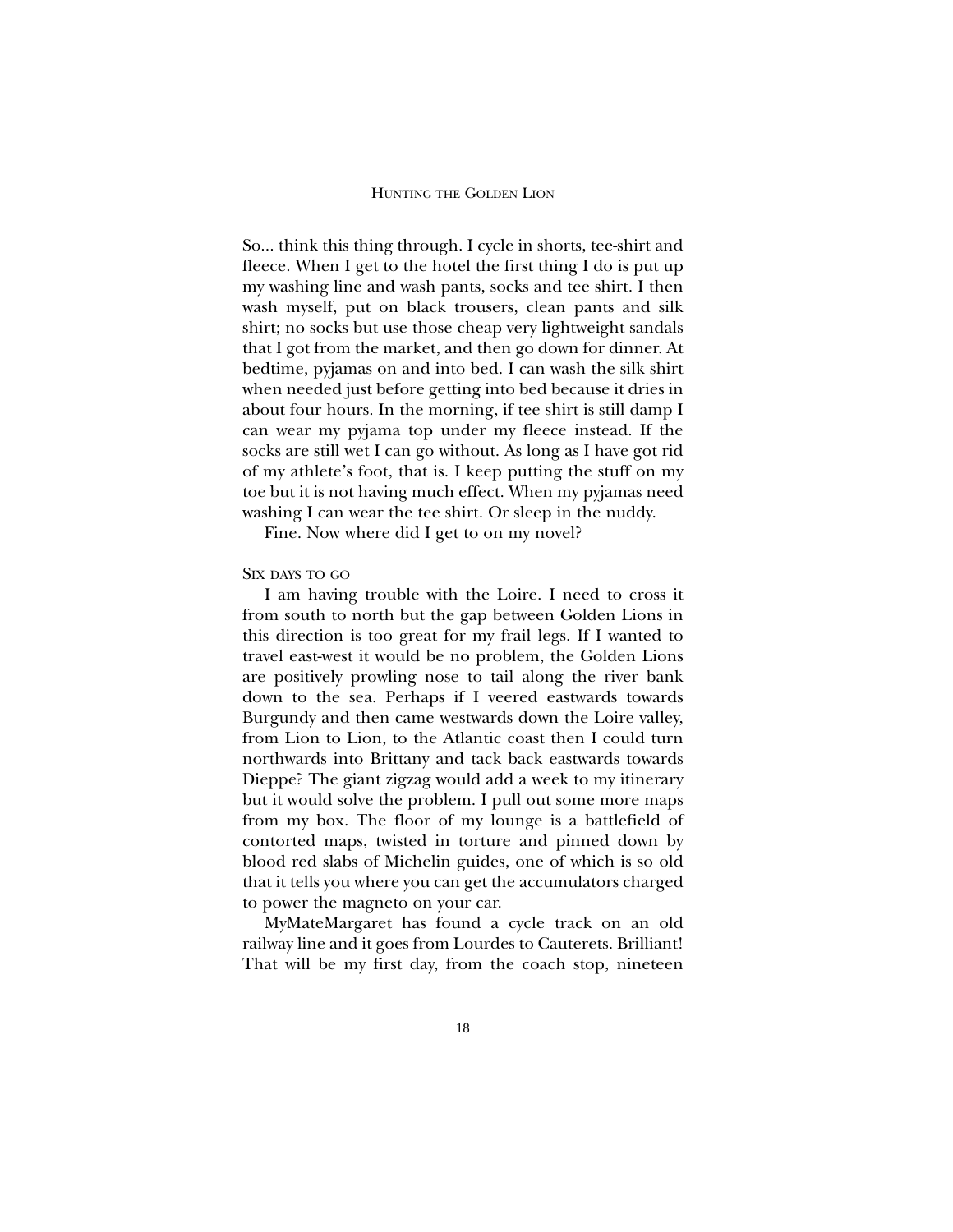So... think this thing through. I cycle in shorts, tee-shirt and fleece. When I get to the hotel the first thing I do is put up my washing line and wash pants, socks and tee shirt. I then wash myself, put on black trousers, clean pants and silk shirt; no socks but use those cheap very lightweight sandals that I got from the market, and then go down for dinner. At bedtime, pyjamas on and into bed. I can wash the silk shirt when needed just before getting into bed because it dries in about four hours. In the morning, if tee shirt is still damp I can wear my pyjama top under my fleece instead. If the socks are still wet I can go without. As long as I have got rid of my athlete's foot, that is. I keep putting the stuff on my toe but it is not having much effect. When my pyjamas need washing I can wear the tee shirt. Or sleep in the nuddy.

Fine. Now where did I get to on my novel?

Six days to go

I am having trouble with the Loire. I need to cross it from south to north but the gap between Golden Lions in this direction is too great for my frail legs. If I wanted to travel east-west it would be no problem, the Golden Lions are positively prowling nose to tail along the river bank down to the sea. Perhaps if I veered eastwards towards Burgundy and then came westwards down the Loire valley, from Lion to Lion, to the Atlantic coast then I could turn northwards into Brittany and tack back eastwards towards Dieppe? The giant zigzag would add a week to my itinerary but it would solve the problem. I pull out some more maps from my box. The floor of my lounge is a battlefield of contorted maps, twisted in torture and pinned down by blood red slabs of Michelin guides, one of which is so old that it tells you where you can get the accumulators charged to power the magneto on your car.

MyMateMargaret has found a cycle track on an old railway line and it goes from Lourdes to Cauterets. Brilliant! That will be my first day, from the coach stop, nineteen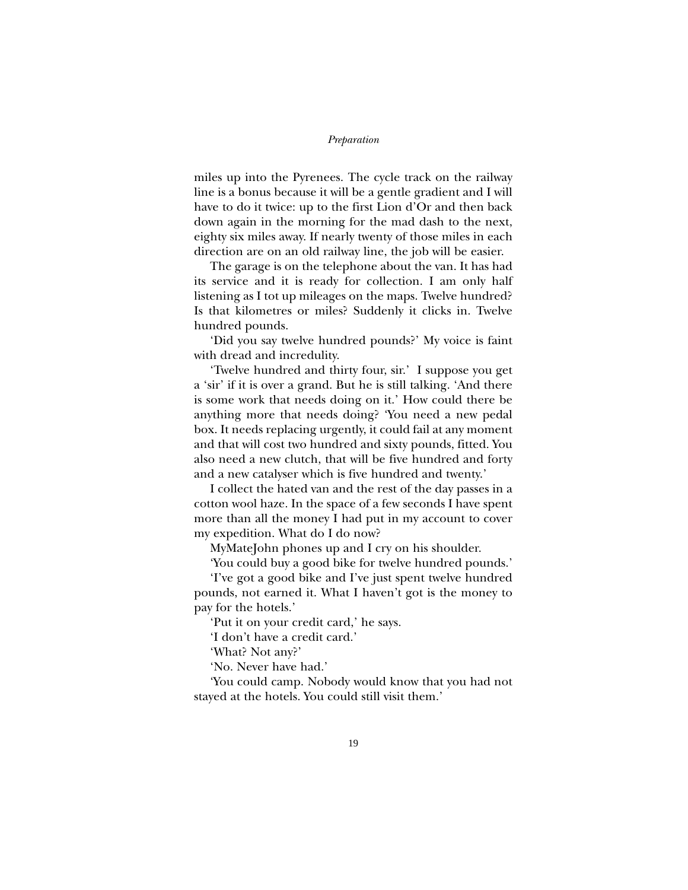miles up into the Pyrenees. The cycle track on the railway line is a bonus because it will be a gentle gradient and I will have to do it twice: up to the first Lion d'Or and then back down again in the morning for the mad dash to the next, eighty six miles away. If nearly twenty of those miles in each direction are on an old railway line, the job will be easier.

The garage is on the telephone about the van. It has had its service and it is ready for collection. I am only half listening as I tot up mileages on the maps. Twelve hundred? Is that kilometres or miles? Suddenly it clicks in. Twelve hundred pounds.

'Did you say twelve hundred pounds?' My voice is faint with dread and incredulity.

'Twelve hundred and thirty four, sir.' I suppose you get a 'sir' if it is over a grand. But he is still talking. 'And there is some work that needs doing on it.' How could there be anything more that needs doing? 'You need a new pedal box. It needs replacing urgently, it could fail at any moment and that will cost two hundred and sixty pounds, fitted. You also need a new clutch, that will be five hundred and forty and a new catalyser which is five hundred and twenty.'

I collect the hated van and the rest of the day passes in a cotton wool haze. In the space of a few seconds I have spent more than all the money I had put in my account to cover my expedition. What do I do now?

MyMateJohn phones up and I cry on his shoulder.

'You could buy a good bike for twelve hundred pounds.'

'I've got a good bike and I've just spent twelve hundred pounds, not earned it. What I haven't got is the money to pay for the hotels.'

'Put it on your credit card,' he says.

'I don't have a credit card.'

'What? Not any?'

'No. Never have had.'

'You could camp. Nobody would know that you had not stayed at the hotels. You could still visit them.'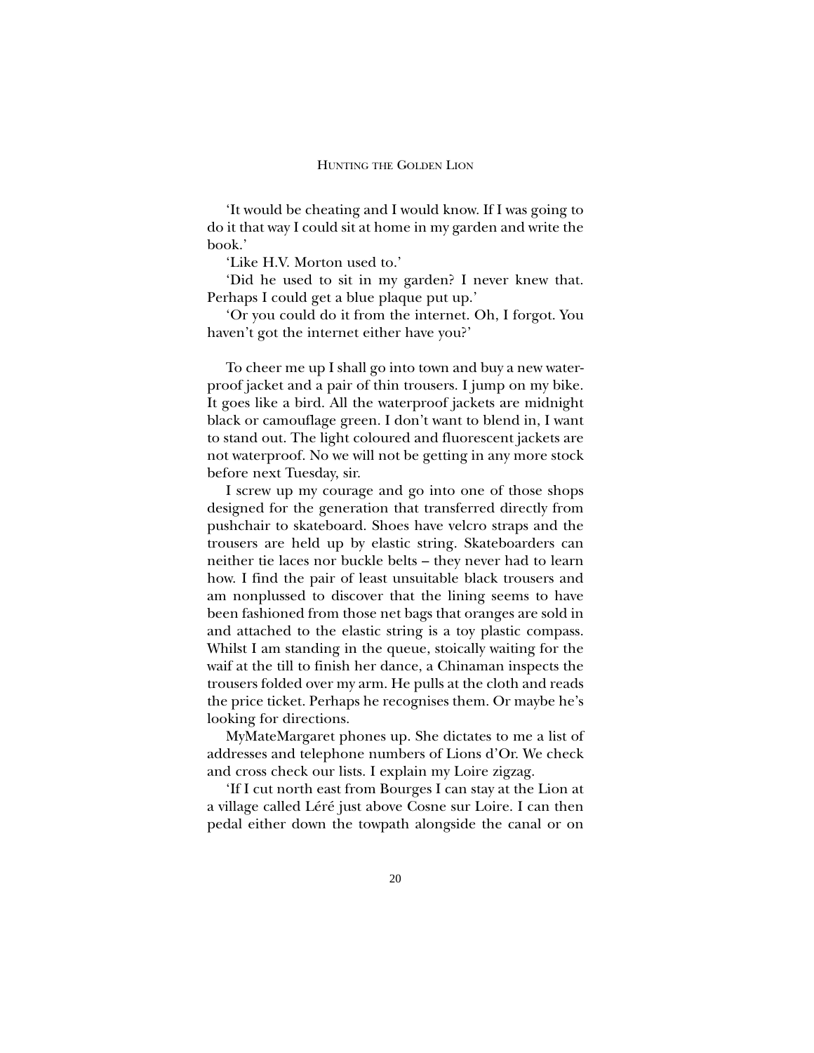'It would be cheating and I would know. If I was going to do it that way I could sit at home in my garden and write the book.'

'Like H.V. Morton used to.'

'Did he used to sit in my garden? I never knew that. Perhaps I could get a blue plaque put up.'

'Or you could do it from the internet. Oh, I forgot. You haven't got the internet either have you?'

To cheer me up I shall go into town and buy a new waterproof jacket and a pair of thin trousers. I jump on my bike. It goes like a bird. All the waterproof jackets are midnight black or camouflage green. I don't want to blend in, I want to stand out. The light coloured and fluorescent jackets are not waterproof. No we will not be getting in any more stock before next Tuesday, sir.

I screw up my courage and go into one of those shops designed for the generation that transferred directly from pushchair to skateboard. Shoes have velcro straps and the trousers are held up by elastic string. Skateboarders can neither tie laces nor buckle belts – they never had to learn how. I find the pair of least unsuitable black trousers and am nonplussed to discover that the lining seems to have been fashioned from those net bags that oranges are sold in and attached to the elastic string is a toy plastic compass. Whilst I am standing in the queue, stoically waiting for the waif at the till to finish her dance, a Chinaman inspects the trousers folded over my arm. He pulls at the cloth and reads the price ticket. Perhaps he recognises them. Or maybe he's looking for directions.

MyMateMargaret phones up. She dictates to me a list of addresses and telephone numbers of Lions d'Or. We check and cross check our lists. I explain my Loire zigzag.

'If I cut north east from Bourges I can stay at the Lion at a village called Léré just above Cosne sur Loire. I can then pedal either down the towpath alongside the canal or on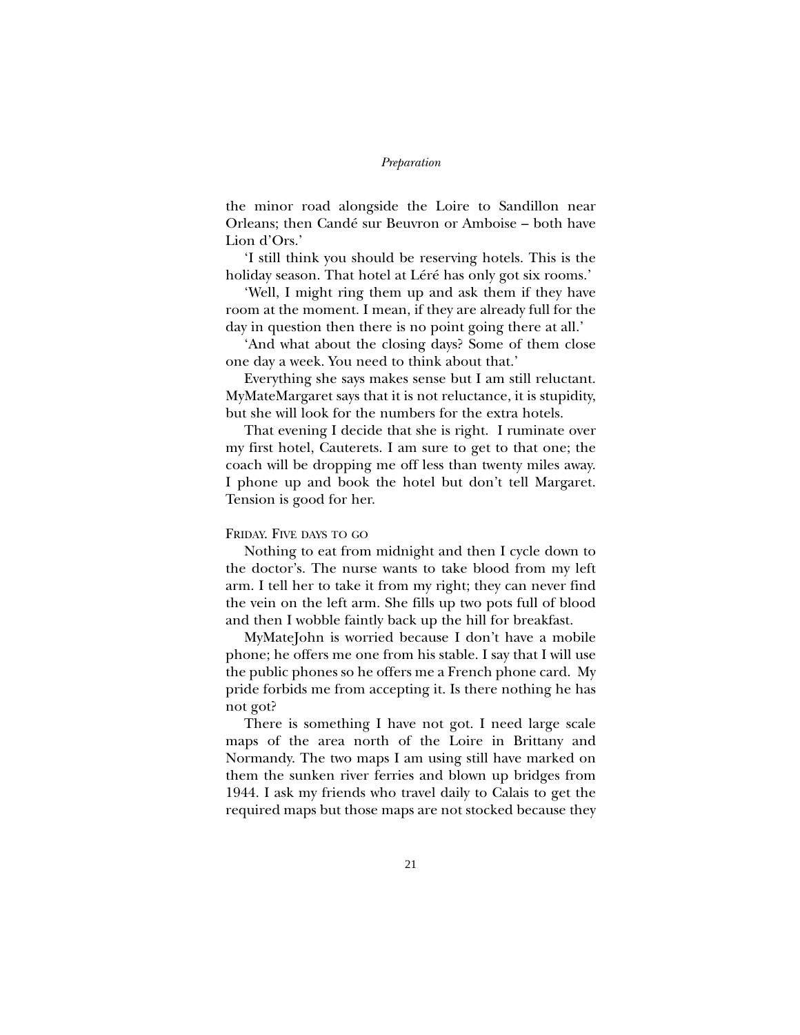the minor road alongside the Loire to Sandillon near Orleans; then Candé sur Beuvron or Amboise – both have Lion d'Ors.'

'I still think you should be reserving hotels. This is the holiday season. That hotel at Léré has only got six rooms.'

'Well, I might ring them up and ask them if they have room at the moment. I mean, if they are already full for the day in question then there is no point going there at all.'

'And what about the closing days? Some of them close one day a week. You need to think about that.'

Everything she says makes sense but I am still reluctant. MyMateMargaret says that it is not reluctance, it is stupidity, but she will look for the numbers for the extra hotels.

That evening I decide that she is right. I ruminate over my first hotel, Cauterets. I am sure to get to that one; the coach will be dropping me off less than twenty miles away. I phone up and book the hotel but don't tell Margaret. Tension is good for her.

FRIDAY. FIVE DAYS TO GO

Nothing to eat from midnight and then I cycle down to the doctor's. The nurse wants to take blood from my left arm. I tell her to take it from my right; they can never find the vein on the left arm. She fills up two pots full of blood and then I wobble faintly back up the hill for breakfast.

MyMateJohn is worried because I don't have a mobile phone; he offers me one from his stable. I say that I will use the public phones so he offers me a French phone card. My pride forbids me from accepting it. Is there nothing he has not got?

There is something I have not got. I need large scale maps of the area north of the Loire in Brittany and Normandy. The two maps I am using still have marked on them the sunken river ferries and blown up bridges from 1944. I ask my friends who travel daily to Calais to get the required maps but those maps are not stocked because they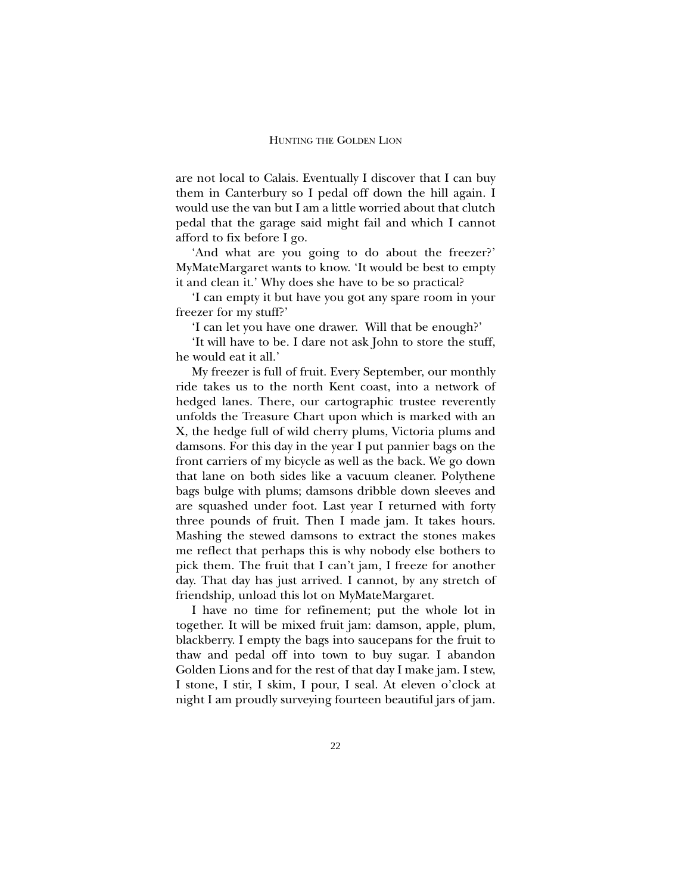are not local to Calais. Eventually I discover that I can buy them in Canterbury so I pedal off down the hill again. I would use the van but I am a little worried about that clutch pedal that the garage said might fail and which I cannot afford to fix before I go.

'And what are you going to do about the freezer?' MyMateMargaret wants to know. 'It would be best to empty it and clean it.' Why does she have to be so practical?

'I can empty it but have you got any spare room in your freezer for my stuff?'

'I can let you have one drawer. Will that be enough?'

'It will have to be. I dare not ask John to store the stuff, he would eat it all.'

My freezer is full of fruit. Every September, our monthly ride takes us to the north Kent coast, into a network of hedged lanes. There, our cartographic trustee reverently unfolds the Treasure Chart upon which is marked with an X, the hedge full of wild cherry plums, Victoria plums and damsons. For this day in the year I put pannier bags on the front carriers of my bicycle as well as the back. We go down that lane on both sides like a vacuum cleaner. Polythene bags bulge with plums; damsons dribble down sleeves and are squashed under foot. Last year I returned with forty three pounds of fruit. Then I made jam. It takes hours. Mashing the stewed damsons to extract the stones makes me reflect that perhaps this is why nobody else bothers to pick them. The fruit that I can't jam, I freeze for another day. That day has just arrived. I cannot, by any stretch of friendship, unload this lot on MyMateMargaret.

I have no time for refinement; put the whole lot in together. It will be mixed fruit jam: damson, apple, plum, blackberry. I empty the bags into saucepans for the fruit to thaw and pedal off into town to buy sugar. I abandon Golden Lions and for the rest of that day I make jam. I stew, I stone, I stir, I skim, I pour, I seal. At eleven o'clock at night I am proudly surveying fourteen beautiful jars of jam.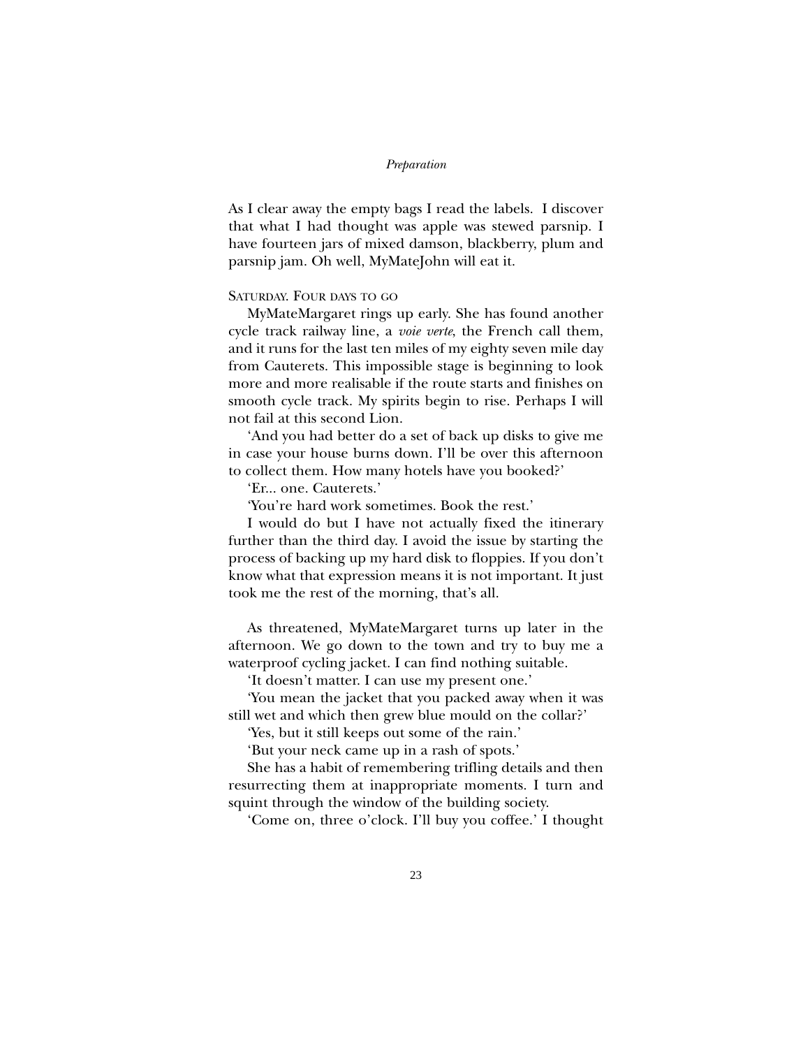As I clear away the empty bags I read the labels. I discover that what I had thought was apple was stewed parsnip. I have fourteen jars of mixed damson, blackberry, plum and parsnip jam. Oh well, MyMateJohn will eat it.

Saturday. Four days to go

MyMateMargaret rings up early. She has found another cycle track railway line, a *voie verte*, the French call them, and it runs for the last ten miles of my eighty seven mile day from Cauterets. This impossible stage is beginning to look more and more realisable if the route starts and finishes on smooth cycle track. My spirits begin to rise. Perhaps I will not fail at this second Lion.

'And you had better do a set of back up disks to give me in case your house burns down. I'll be over this afternoon to collect them. How many hotels have you booked?'

'Er... one. Cauterets.'

'You're hard work sometimes. Book the rest.'

I would do but I have not actually fixed the itinerary further than the third day. I avoid the issue by starting the process of backing up my hard disk to floppies. If you don't know what that expression means it is not important. It just took me the rest of the morning, that's all.

As threatened, MyMateMargaret turns up later in the afternoon. We go down to the town and try to buy me a waterproof cycling jacket. I can find nothing suitable.

'It doesn't matter. I can use my present one.'

'You mean the jacket that you packed away when it was still wet and which then grew blue mould on the collar?'

'Yes, but it still keeps out some of the rain.'

'But your neck came up in a rash of spots.'

She has a habit of remembering trifling details and then resurrecting them at inappropriate moments. I turn and squint through the window of the building society.

'Come on, three o'clock. I'll buy you coffee.' I thought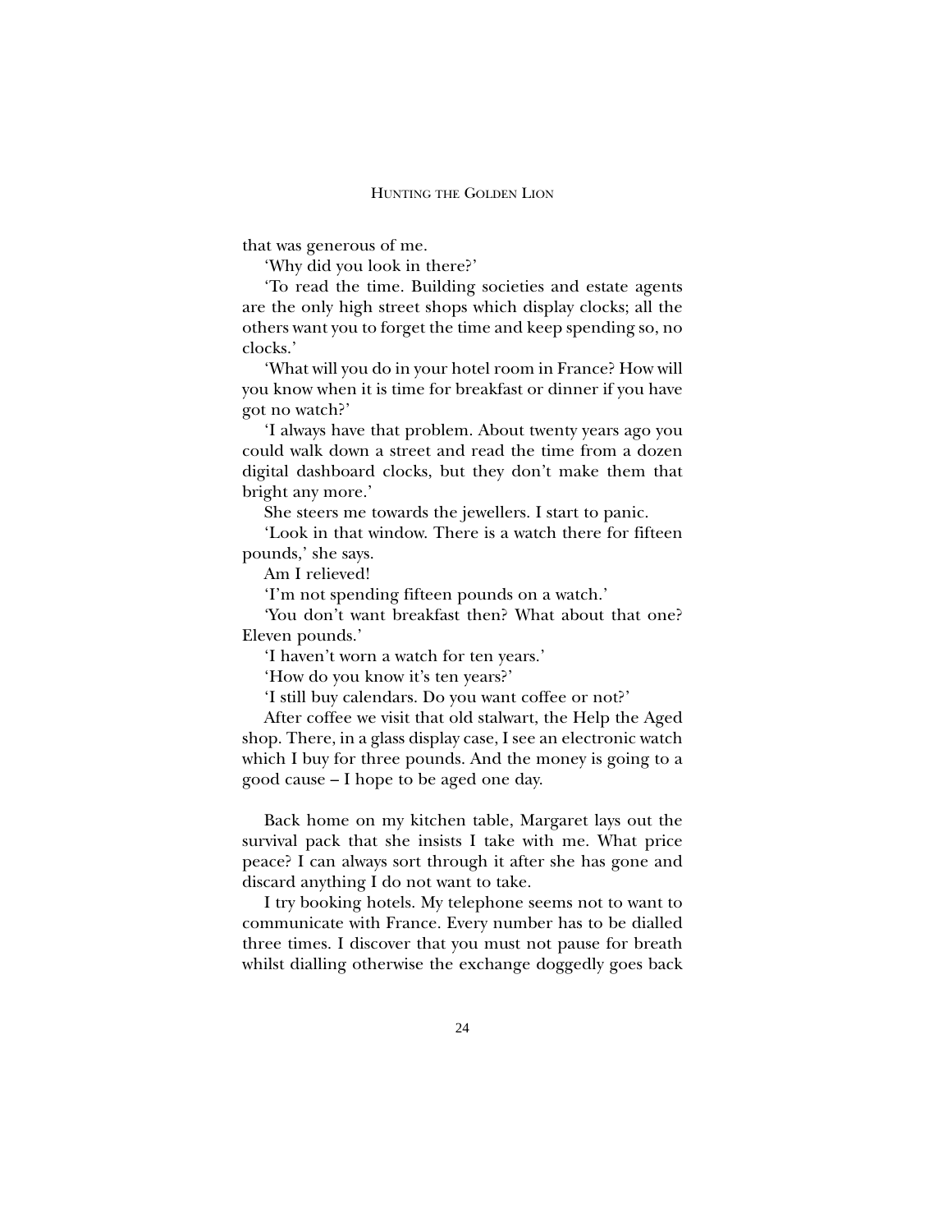that was generous of me.

'Why did you look in there?'

'To read the time. Building societies and estate agents are the only high street shops which display clocks; all the others want you to forget the time and keep spending so, no clocks.'

'What will you do in your hotel room in France? How will you know when it is time for breakfast or dinner if you have got no watch?'

'I always have that problem. About twenty years ago you could walk down a street and read the time from a dozen digital dashboard clocks, but they don't make them that bright any more.'

She steers me towards the jewellers. I start to panic.

'Look in that window. There is a watch there for fifteen pounds,' she says.

Am I relieved!

'I'm not spending fifteen pounds on a watch.'

'You don't want breakfast then? What about that one? Eleven pounds.'

'I haven't worn a watch for ten years.'

'How do you know it's ten years?'

'I still buy calendars. Do you want coffee or not?'

After coffee we visit that old stalwart, the Help the Aged shop. There, in a glass display case, I see an electronic watch which I buy for three pounds. And the money is going to a good cause – I hope to be aged one day.

Back home on my kitchen table, Margaret lays out the survival pack that she insists I take with me. What price peace? I can always sort through it after she has gone and discard anything I do not want to take.

I try booking hotels. My telephone seems not to want to communicate with France. Every number has to be dialled three times. I discover that you must not pause for breath whilst dialling otherwise the exchange doggedly goes back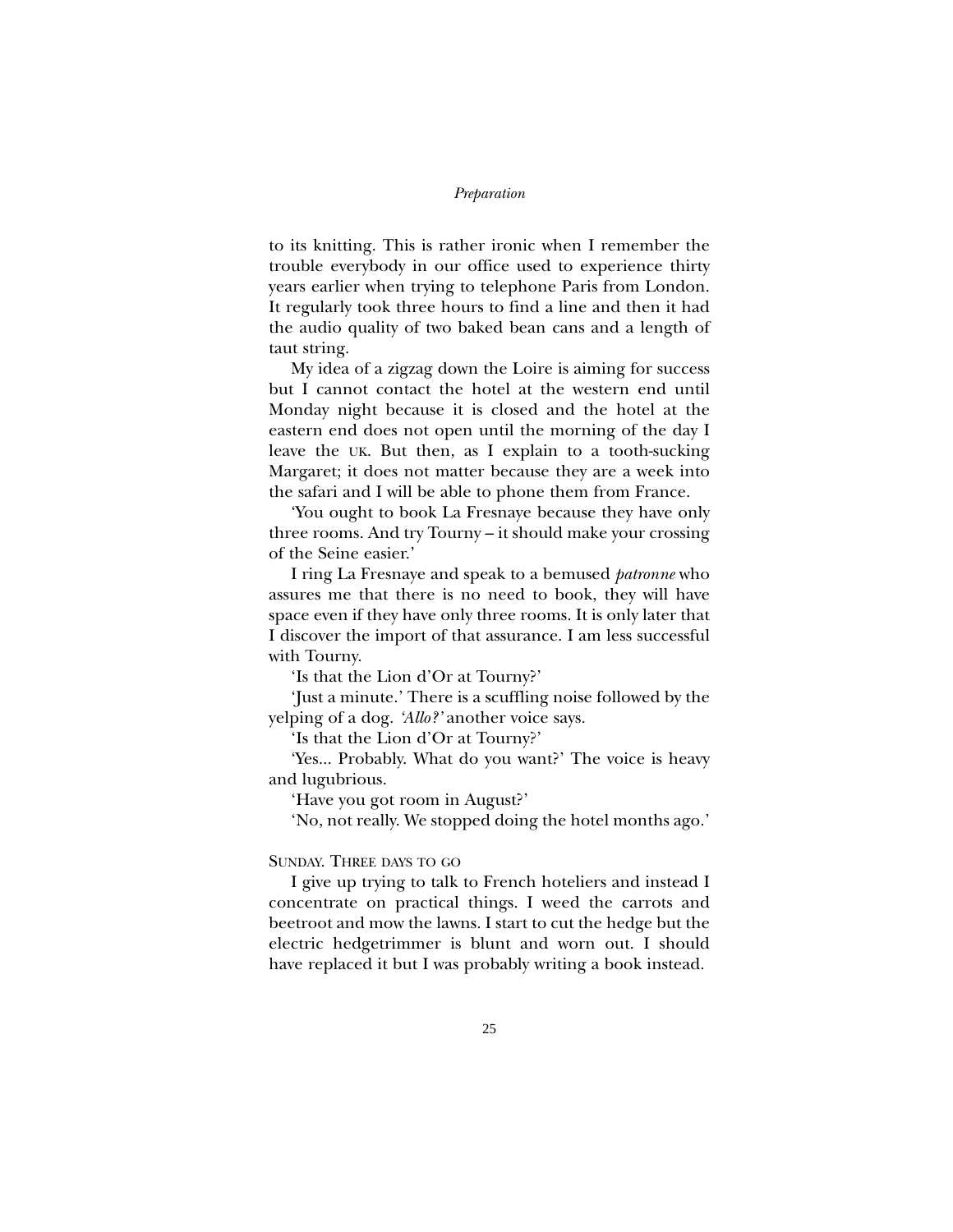to its knitting. This is rather ironic when I remember the trouble everybody in our office used to experience thirty years earlier when trying to telephone Paris from London. It regularly took three hours to find a line and then it had the audio quality of two baked bean cans and a length of taut string.

My idea of a zigzag down the Loire is aiming for success but I cannot contact the hotel at the western end until Monday night because it is closed and the hotel at the eastern end does not open until the morning of the day I leave the UK. But then, as I explain to a tooth-sucking Margaret; it does not matter because they are a week into the safari and I will be able to phone them from France.

'You ought to book La Fresnaye because they have only three rooms. And try Tourny – it should make your crossing of the Seine easier.'

I ring La Fresnaye and speak to a bemused *patronne* who assures me that there is no need to book, they will have space even if they have only three rooms. It is only later that I discover the import of that assurance. I am less successful with Tourny.

'Is that the Lion d'Or at Tourny?'

'Just a minute.' There is a scuffling noise followed by the yelping of a dog. *'Allo?'* another voice says.

'Is that the Lion d'Or at Tourny?'

'Yes... Probably. What do you want?' The voice is heavy and lugubrious.

'Have you got room in August?'

'No, not really. We stopped doing the hotel months ago.'

SUNDAY. THREE DAYS TO GO

I give up trying to talk to French hoteliers and instead I concentrate on practical things. I weed the carrots and beetroot and mow the lawns. I start to cut the hedge but the electric hedgetrimmer is blunt and worn out. I should have replaced it but I was probably writing a book instead.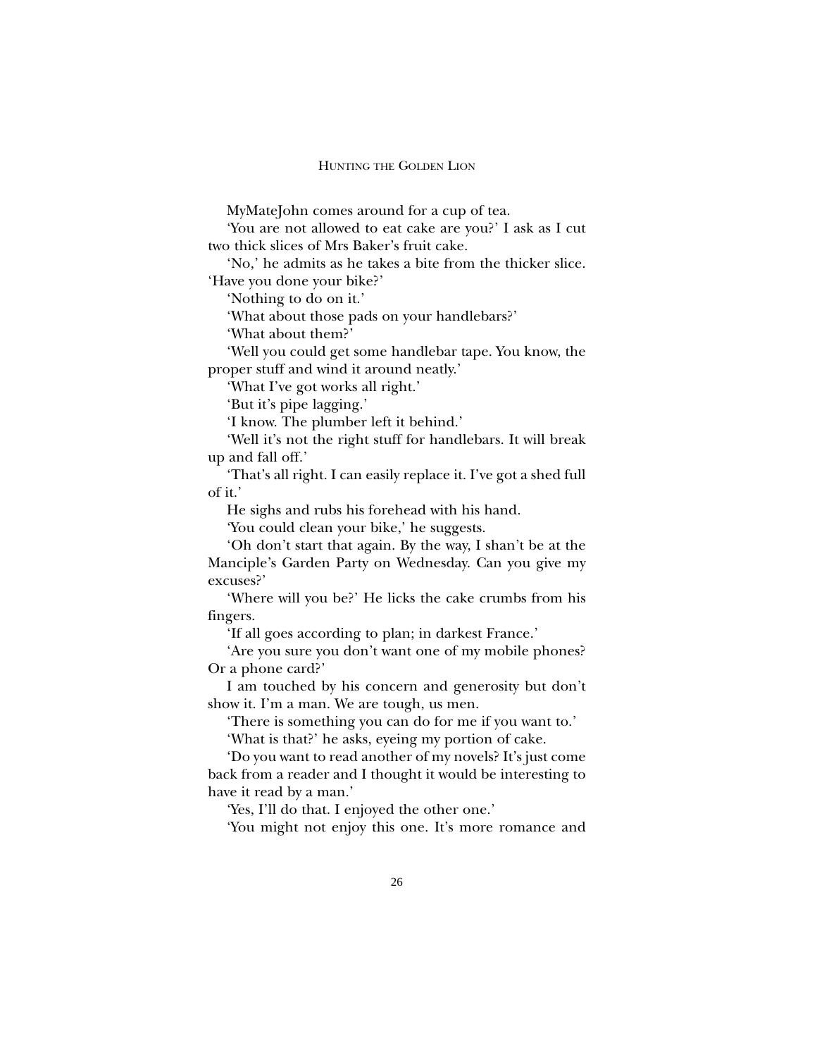MyMateJohn comes around for a cup of tea.

'You are not allowed to eat cake are you?' I ask as I cut two thick slices of Mrs Baker's fruit cake.

'No,' he admits as he takes a bite from the thicker slice. 'Have you done your bike?'

'Nothing to do on it.'

'What about those pads on your handlebars?'

'What about them?'

'Well you could get some handlebar tape. You know, the proper stuff and wind it around neatly.'

'What I've got works all right.'

'But it's pipe lagging.'

'I know. The plumber left it behind.'

'Well it's not the right stuff for handlebars. It will break up and fall off.'

'That's all right. I can easily replace it. I've got a shed full of it.'

He sighs and rubs his forehead with his hand.

'You could clean your bike,' he suggests.

'Oh don't start that again. By the way, I shan't be at the Manciple's Garden Party on Wednesday. Can you give my excuses?'

'Where will you be?' He licks the cake crumbs from his fingers.

'If all goes according to plan; in darkest France.'

'Are you sure you don't want one of my mobile phones? Or a phone card?'

I am touched by his concern and generosity but don't show it. I'm a man. We are tough, us men.

'There is something you can do for me if you want to.'

'What is that?' he asks, eyeing my portion of cake.

'Do you want to read another of my novels? It's just come back from a reader and I thought it would be interesting to have it read by a man.'

'Yes, I'll do that. I enjoyed the other one.'

'You might not enjoy this one. It's more romance and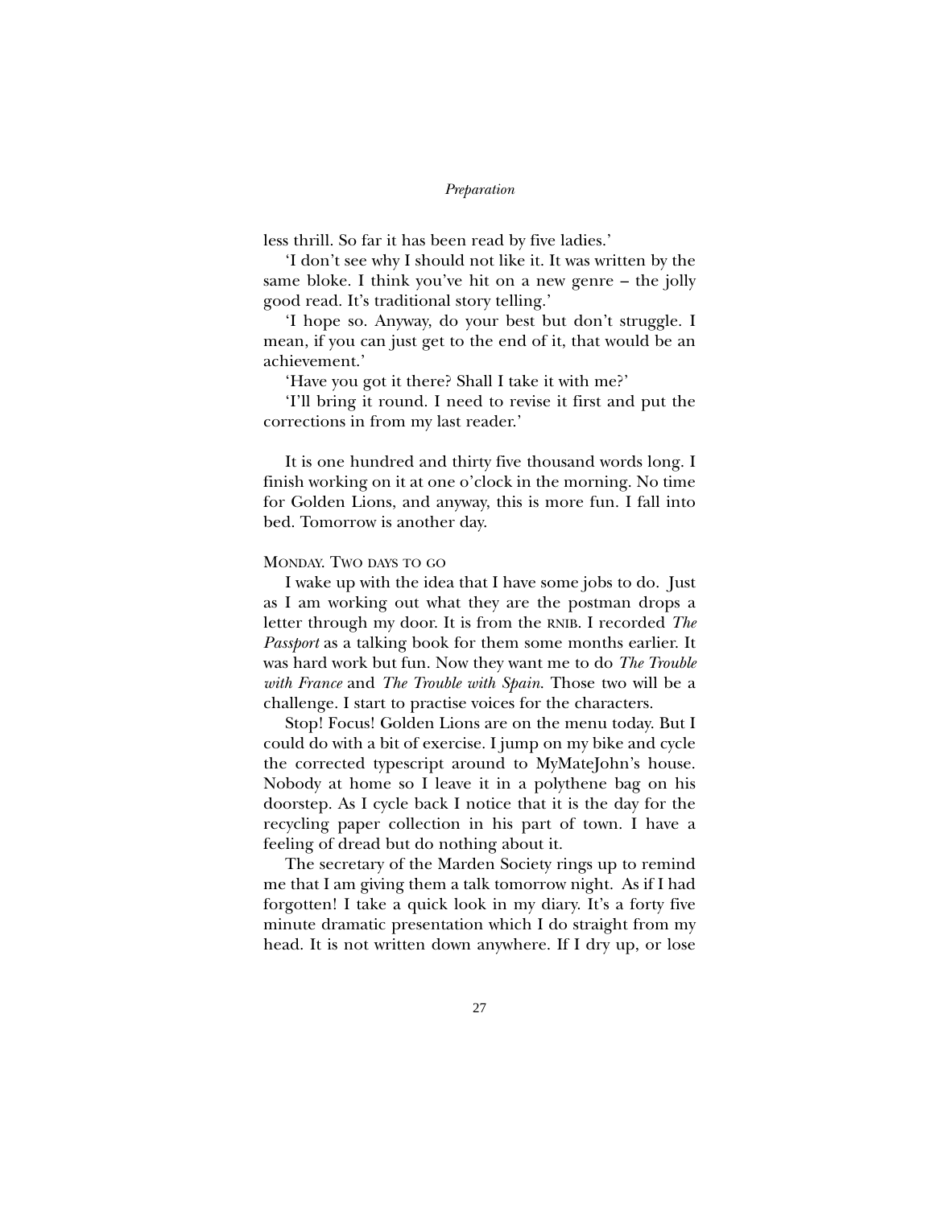less thrill. So far it has been read by five ladies.'

'I don't see why I should not like it. It was written by the same bloke. I think you've hit on a new genre – the jolly good read. It's traditional story telling.'

'I hope so. Anyway, do your best but don't struggle. I mean, if you can just get to the end of it, that would be an achievement.'

'Have you got it there? Shall I take it with me?'

'I'll bring it round. I need to revise it first and put the corrections in from my last reader.'

It is one hundred and thirty five thousand words long. I finish working on it at one o'clock in the morning. No time for Golden Lions, and anyway, this is more fun. I fall into bed. Tomorrow is another day.

MONDAY. TWO DAYS TO GO

I wake up with the idea that I have some jobs to do. Just as I am working out what they are the postman drops a letter through my door. It is from the RNIB. I recorded *The Passport* as a talking book for them some months earlier. It was hard work but fun. Now they want me to do *The Trouble with France* and *The Trouble with Spain*. Those two will be a challenge. I start to practise voices for the characters.

Stop! Focus! Golden Lions are on the menu today. But I could do with a bit of exercise. I jump on my bike and cycle the corrected typescript around to MyMateJohn's house. Nobody at home so I leave it in a polythene bag on his doorstep. As I cycle back I notice that it is the day for the recycling paper collection in his part of town. I have a feeling of dread but do nothing about it.

The secretary of the Marden Society rings up to remind me that I am giving them a talk tomorrow night. As if I had forgotten! I take a quick look in my diary. It's a forty five minute dramatic presentation which I do straight from my head. It is not written down anywhere. If I dry up, or lose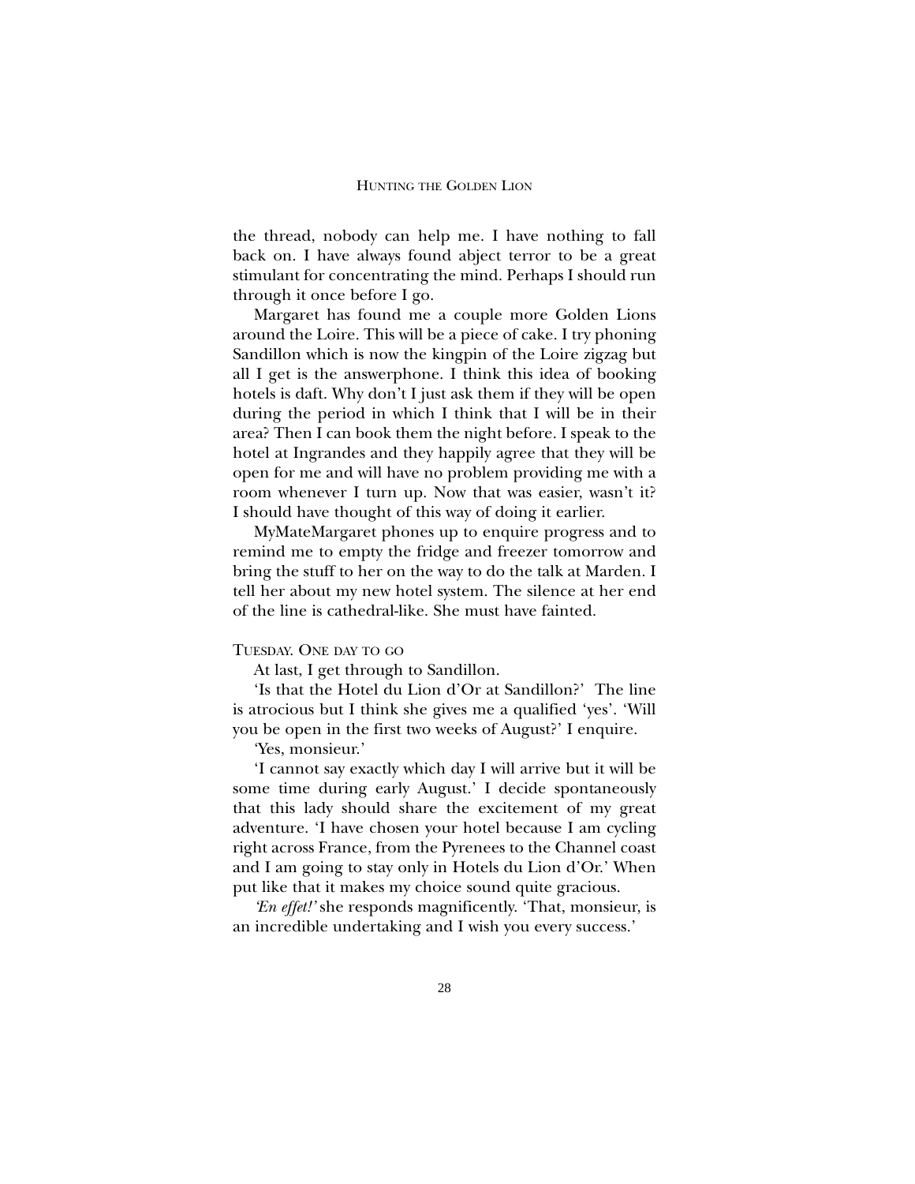the thread, nobody can help me. I have nothing to fall back on. I have always found abject terror to be a great stimulant for concentrating the mind. Perhaps I should run through it once before I go.

Margaret has found me a couple more Golden Lions around the Loire. This will be a piece of cake. I try phoning Sandillon which is now the kingpin of the Loire zigzag but all I get is the answerphone. I think this idea of booking hotels is daft. Why don't I just ask them if they will be open during the period in which I think that I will be in their area? Then I can book them the night before. I speak to the hotel at Ingrandes and they happily agree that they will be open for me and will have no problem providing me with a room whenever I turn up. Now that was easier, wasn't it? I should have thought of this way of doing it earlier.

MyMateMargaret phones up to enquire progress and to remind me to empty the fridge and freezer tomorrow and bring the stuff to her on the way to do the talk at Marden. I tell her about my new hotel system. The silence at her end of the line is cathedral-like. She must have fainted.

Tuesday. One day to go

At last, I get through to Sandillon.

'Is that the Hotel du Lion d'Or at Sandillon?' The line is atrocious but I think she gives me a qualified 'yes'. 'Will you be open in the first two weeks of August?' I enquire.

'Yes, monsieur.'

'I cannot say exactly which day I will arrive but it will be some time during early August.' I decide spontaneously that this lady should share the excitement of my great adventure. 'I have chosen your hotel because I am cycling right across France, from the Pyrenees to the Channel coast and I am going to stay only in Hotels du Lion d'Or.' When put like that it makes my choice sound quite gracious.

*'En effet!'* she responds magnificently. 'That, monsieur, is an incredible undertaking and I wish you every success.'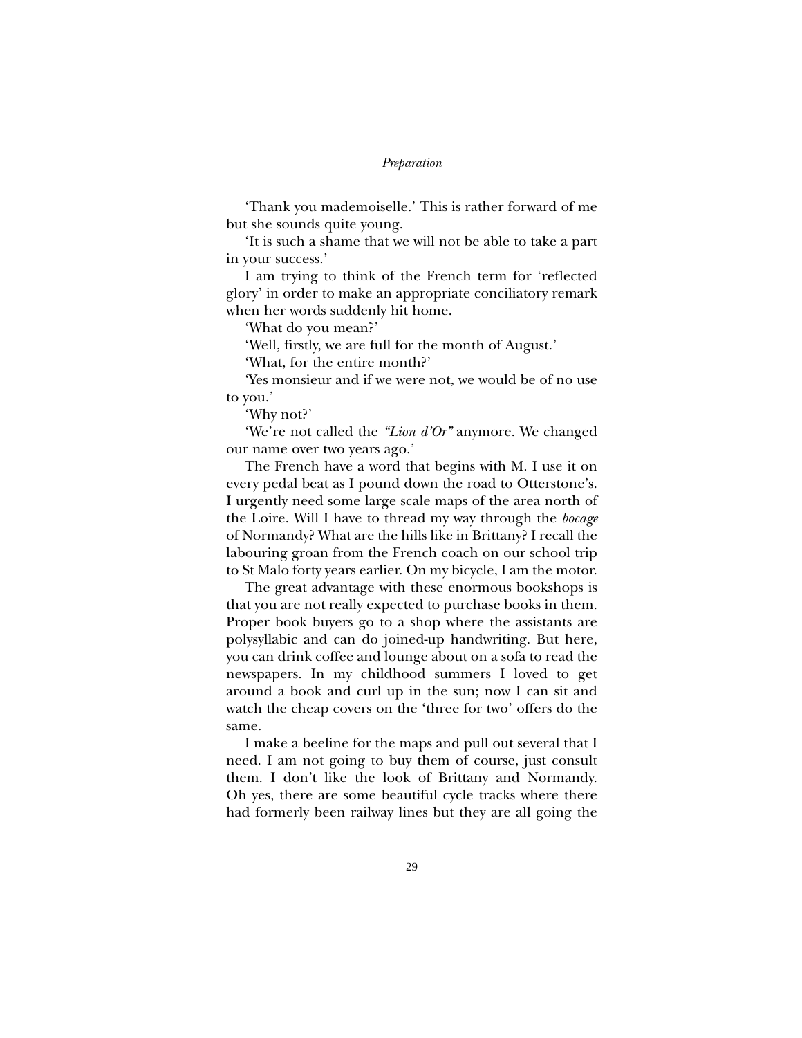'Thank you mademoiselle.' This is rather forward of me but she sounds quite young.

'It is such a shame that we will not be able to take a part in your success.'

I am trying to think of the French term for 'reflected glory' in order to make an appropriate conciliatory remark when her words suddenly hit home.

'What do you mean?'

'Well, firstly, we are full for the month of August.'

'What, for the entire month?'

'Yes monsieur and if we were not, we would be of no use to you.'

'Why not?'

'We're not called the *"Lion d'Or"* anymore. We changed our name over two years ago.'

The French have a word that begins with M. I use it on every pedal beat as I pound down the road to Otterstone's. I urgently need some large scale maps of the area north of the Loire. Will I have to thread my way through the *bocage* of Normandy? What are the hills like in Brittany? I recall the labouring groan from the French coach on our school trip to St Malo forty years earlier. On my bicycle, I am the motor.

The great advantage with these enormous bookshops is that you are not really expected to purchase books in them. Proper book buyers go to a shop where the assistants are polysyllabic and can do joined-up handwriting. But here, you can drink coffee and lounge about on a sofa to read the newspapers. In my childhood summers I loved to get around a book and curl up in the sun; now I can sit and watch the cheap covers on the 'three for two' offers do the same.

I make a beeline for the maps and pull out several that I need. I am not going to buy them of course, just consult them. I don't like the look of Brittany and Normandy. Oh yes, there are some beautiful cycle tracks where there had formerly been railway lines but they are all going the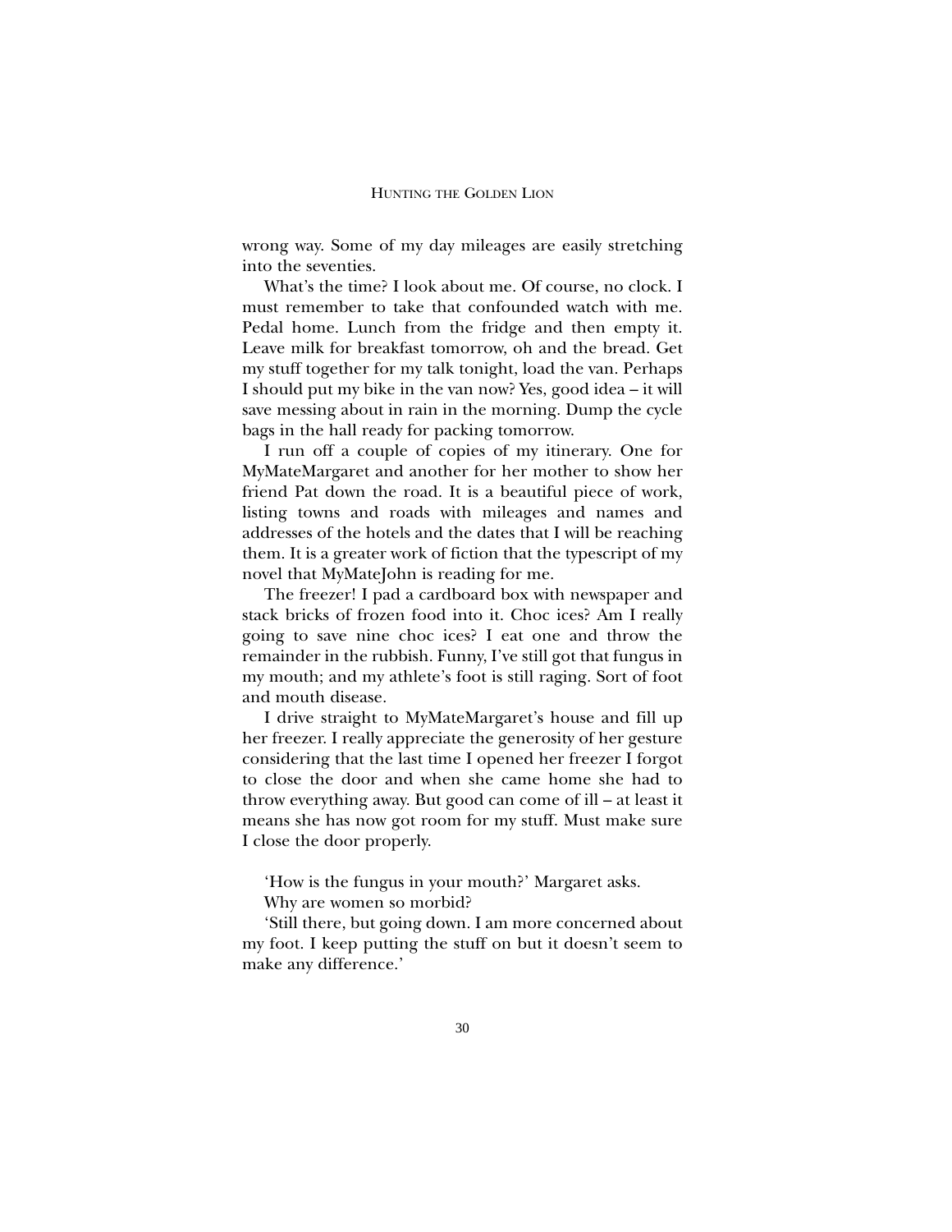wrong way. Some of my day mileages are easily stretching into the seventies.

What's the time? I look about me. Of course, no clock. I must remember to take that confounded watch with me. Pedal home. Lunch from the fridge and then empty it. Leave milk for breakfast tomorrow, oh and the bread. Get my stuff together for my talk tonight, load the van. Perhaps I should put my bike in the van now? Yes, good idea – it will save messing about in rain in the morning. Dump the cycle bags in the hall ready for packing tomorrow.

I run off a couple of copies of my itinerary. One for MyMateMargaret and another for her mother to show her friend Pat down the road. It is a beautiful piece of work, listing towns and roads with mileages and names and addresses of the hotels and the dates that I will be reaching them. It is a greater work of fiction that the typescript of my novel that MyMateJohn is reading for me.

The freezer! I pad a cardboard box with newspaper and stack bricks of frozen food into it. Choc ices? Am I really going to save nine choc ices? I eat one and throw the remainder in the rubbish. Funny, I've still got that fungus in my mouth; and my athlete's foot is still raging. Sort of foot and mouth disease.

I drive straight to MyMateMargaret's house and fill up her freezer. I really appreciate the generosity of her gesture considering that the last time I opened her freezer I forgot to close the door and when she came home she had to throw everything away. But good can come of ill – at least it means she has now got room for my stuff. Must make sure I close the door properly.

'How is the fungus in your mouth?' Margaret asks.

Why are women so morbid?

'Still there, but going down. I am more concerned about my foot. I keep putting the stuff on but it doesn't seem to make any difference.'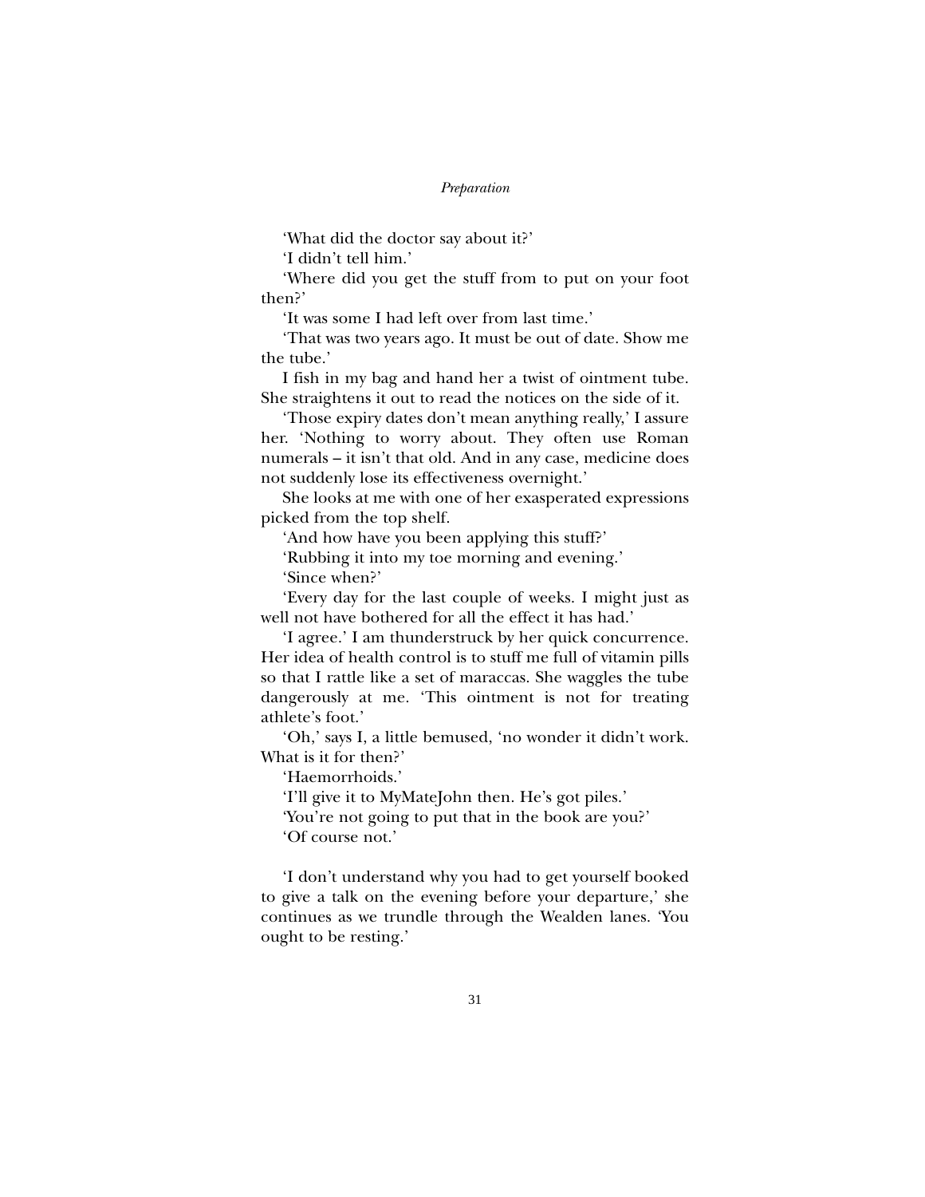'What did the doctor say about it?'

'I didn't tell him.'

'Where did you get the stuff from to put on your foot then?'

'It was some I had left over from last time.'

'That was two years ago. It must be out of date. Show me the tube.'

I fish in my bag and hand her a twist of ointment tube. She straightens it out to read the notices on the side of it.

'Those expiry dates don't mean anything really,' I assure her. 'Nothing to worry about. They often use Roman numerals – it isn't that old. And in any case, medicine does not suddenly lose its effectiveness overnight.'

She looks at me with one of her exasperated expressions picked from the top shelf.

'And how have you been applying this stuff?'

'Rubbing it into my toe morning and evening.'

'Since when?'

'Every day for the last couple of weeks. I might just as well not have bothered for all the effect it has had.'

'I agree.' I am thunderstruck by her quick concurrence. Her idea of health control is to stuff me full of vitamin pills so that I rattle like a set of maraccas. She waggles the tube dangerously at me. 'This ointment is not for treating athlete's foot.'

'Oh,' says I, a little bemused, 'no wonder it didn't work. What is it for then?'

'Haemorrhoids.'

'I'll give it to MyMateJohn then. He's got piles.'

'You're not going to put that in the book are you?'

'Of course not.'

'I don't understand why you had to get yourself booked to give a talk on the evening before your departure,' she continues as we trundle through the Wealden lanes. 'You ought to be resting.'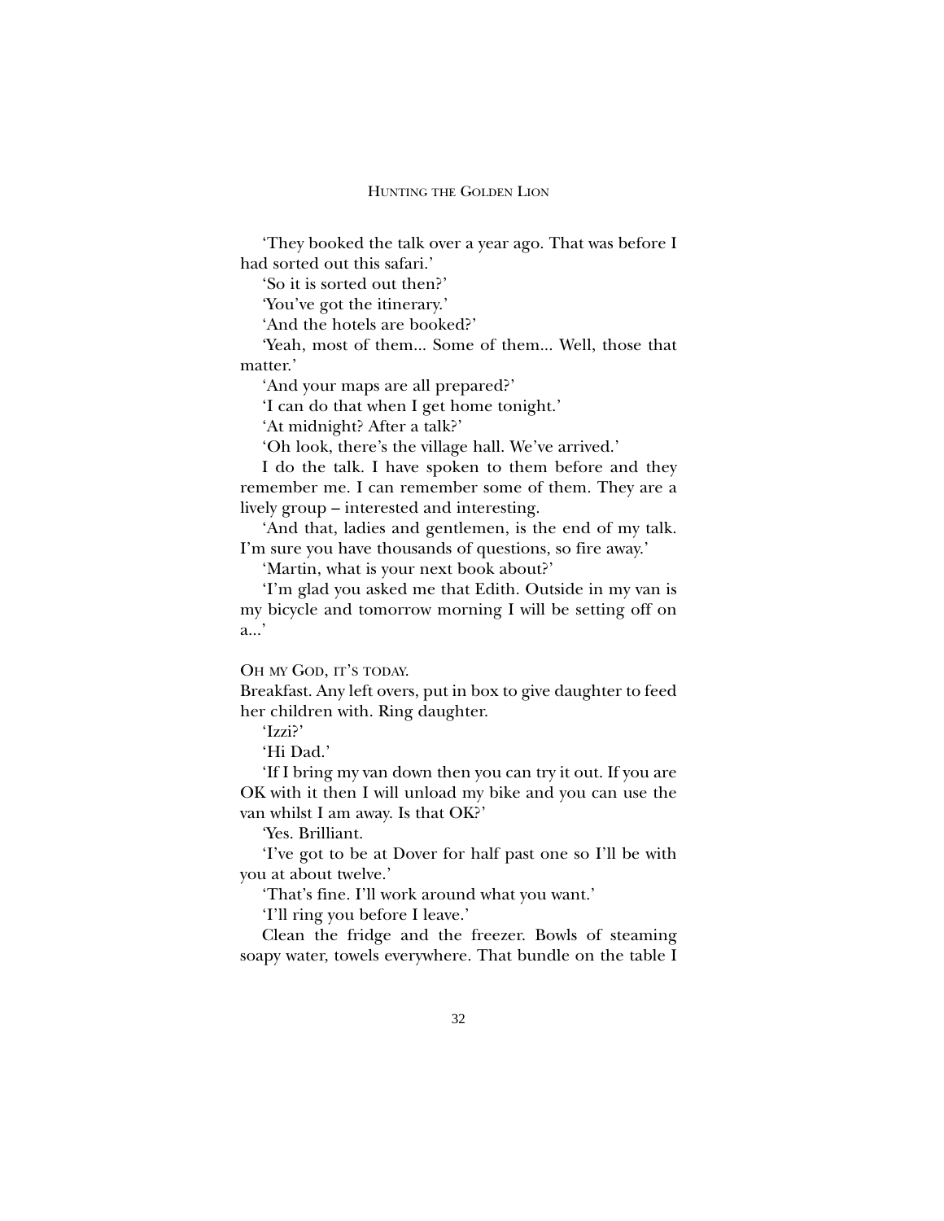'They booked the talk over a year ago. That was before I had sorted out this safari.'

'So it is sorted out then?'

'You've got the itinerary.'

'And the hotels are booked?'

'Yeah, most of them... Some of them... Well, those that matter.'

'And your maps are all prepared?'

'I can do that when I get home tonight.'

'At midnight? After a talk?'

'Oh look, there's the village hall. We've arrived.'

I do the talk. I have spoken to them before and they remember me. I can remember some of them. They are a lively group – interested and interesting.

'And that, ladies and gentlemen, is the end of my talk. I'm sure you have thousands of questions, so fire away.'

'Martin, what is your next book about?'

'I'm glad you asked me that Edith. Outside in my van is my bicycle and tomorrow morning I will be setting off on a...'

OH MY GOD, IT'S TODAY.

Breakfast. Any left overs, put in box to give daughter to feed her children with. Ring daughter.

'Izzi?'

'Hi Dad.'

'If I bring my van down then you can try it out. If you are OK with it then I will unload my bike and you can use the van whilst I am away. Is that OK?'

'Yes. Brilliant.

'I've got to be at Dover for half past one so I'll be with you at about twelve.'

'That's fine. I'll work around what you want.'

'I'll ring you before I leave.'

Clean the fridge and the freezer. Bowls of steaming soapy water, towels everywhere. That bundle on the table I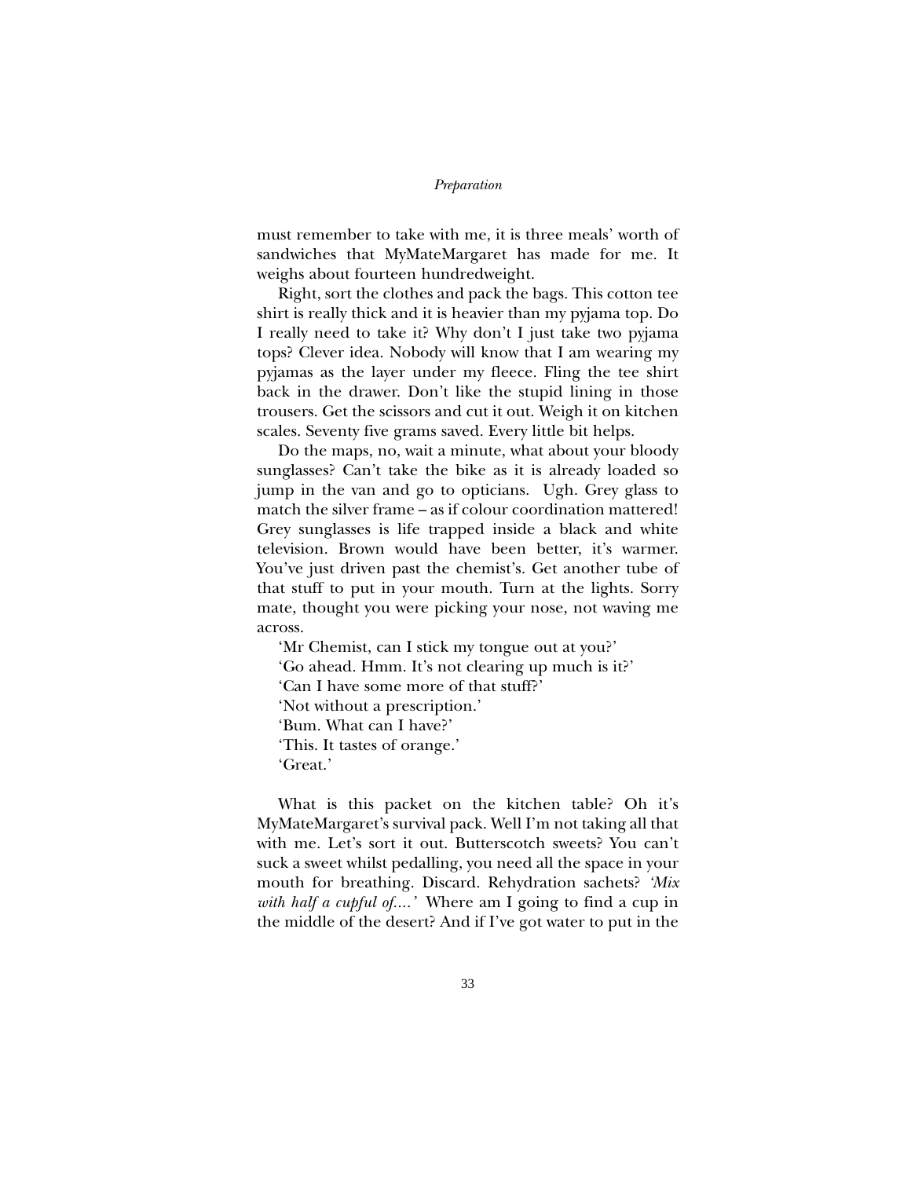must remember to take with me, it is three meals' worth of sandwiches that MyMateMargaret has made for me. It weighs about fourteen hundredweight.

Right, sort the clothes and pack the bags. This cotton tee shirt is really thick and it is heavier than my pyjama top. Do I really need to take it? Why don't I just take two pyjama tops? Clever idea. Nobody will know that I am wearing my pyjamas as the layer under my fleece. Fling the tee shirt back in the drawer. Don't like the stupid lining in those trousers. Get the scissors and cut it out. Weigh it on kitchen scales. Seventy five grams saved. Every little bit helps.

Do the maps, no, wait a minute, what about your bloody sunglasses? Can't take the bike as it is already loaded so jump in the van and go to opticians. Ugh. Grey glass to match the silver frame – as if colour coordination mattered! Grey sunglasses is life trapped inside a black and white television. Brown would have been better, it's warmer. You've just driven past the chemist's. Get another tube of that stuff to put in your mouth. Turn at the lights. Sorry mate, thought you were picking your nose, not waving me across.

'Mr Chemist, can I stick my tongue out at you?'

'Go ahead. Hmm. It's not clearing up much is it?'

'Can I have some more of that stuff?'

'Not without a prescription.'

'Bum. What can I have?'

'This. It tastes of orange.'

'Great.'

What is this packet on the kitchen table? Oh it's MyMateMargaret's survival pack. Well I'm not taking all that with me. Let's sort it out. Butterscotch sweets? You can't suck a sweet whilst pedalling, you need all the space in your mouth for breathing. Discard. Rehydration sachets? *'Mix with half a cupful of....'* Where am I going to find a cup in the middle of the desert? And if I've got water to put in the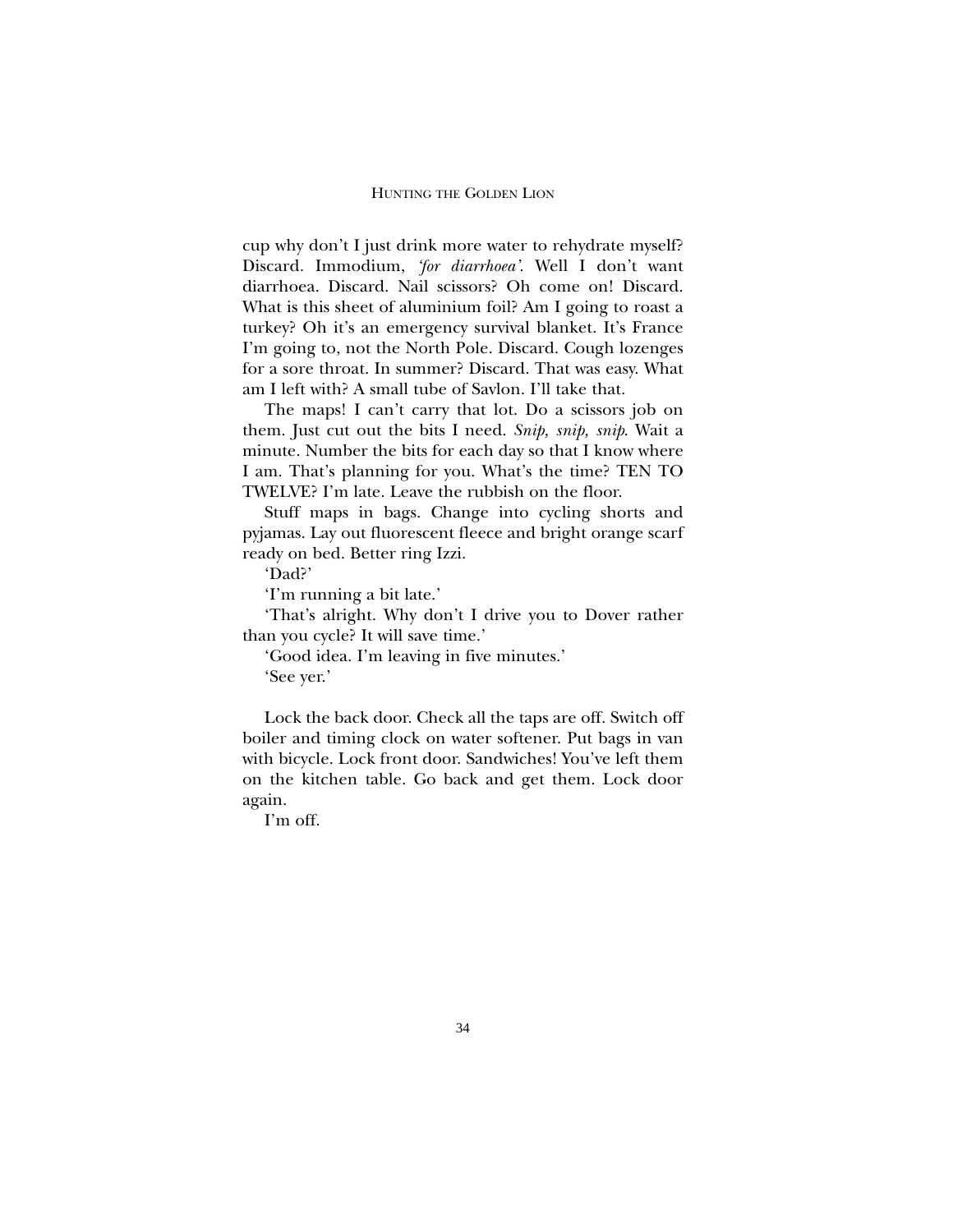cup why don't I just drink more water to rehydrate myself? Discard. Immodium, *'for diarrhoea'*. Well I don't want diarrhoea. Discard. Nail scissors? Oh come on! Discard. What is this sheet of aluminium foil? Am I going to roast a turkey? Oh it's an emergency survival blanket. It's France I'm going to, not the North Pole. Discard. Cough lozenges for a sore throat. In summer? Discard. That was easy. What am I left with? A small tube of Savlon. I'll take that.

The maps! I can't carry that lot. Do a scissors job on them. Just cut out the bits I need. *Snip, snip, snip*. Wait a minute. Number the bits for each day so that I know where I am. That's planning for you. What's the time? TEN TO TWELVE? I'm late. Leave the rubbish on the floor.

Stuff maps in bags. Change into cycling shorts and pyjamas. Lay out fluorescent fleece and bright orange scarf ready on bed. Better ring Izzi.

'Dad?'

'I'm running a bit late.'

'That's alright. Why don't I drive you to Dover rather than you cycle? It will save time.'

'Good idea. I'm leaving in five minutes.'

'See yer.'

Lock the back door. Check all the taps are off. Switch off boiler and timing clock on water softener. Put bags in van with bicycle. Lock front door. Sandwiches! You've left them on the kitchen table. Go back and get them. Lock door again.

I'm off.